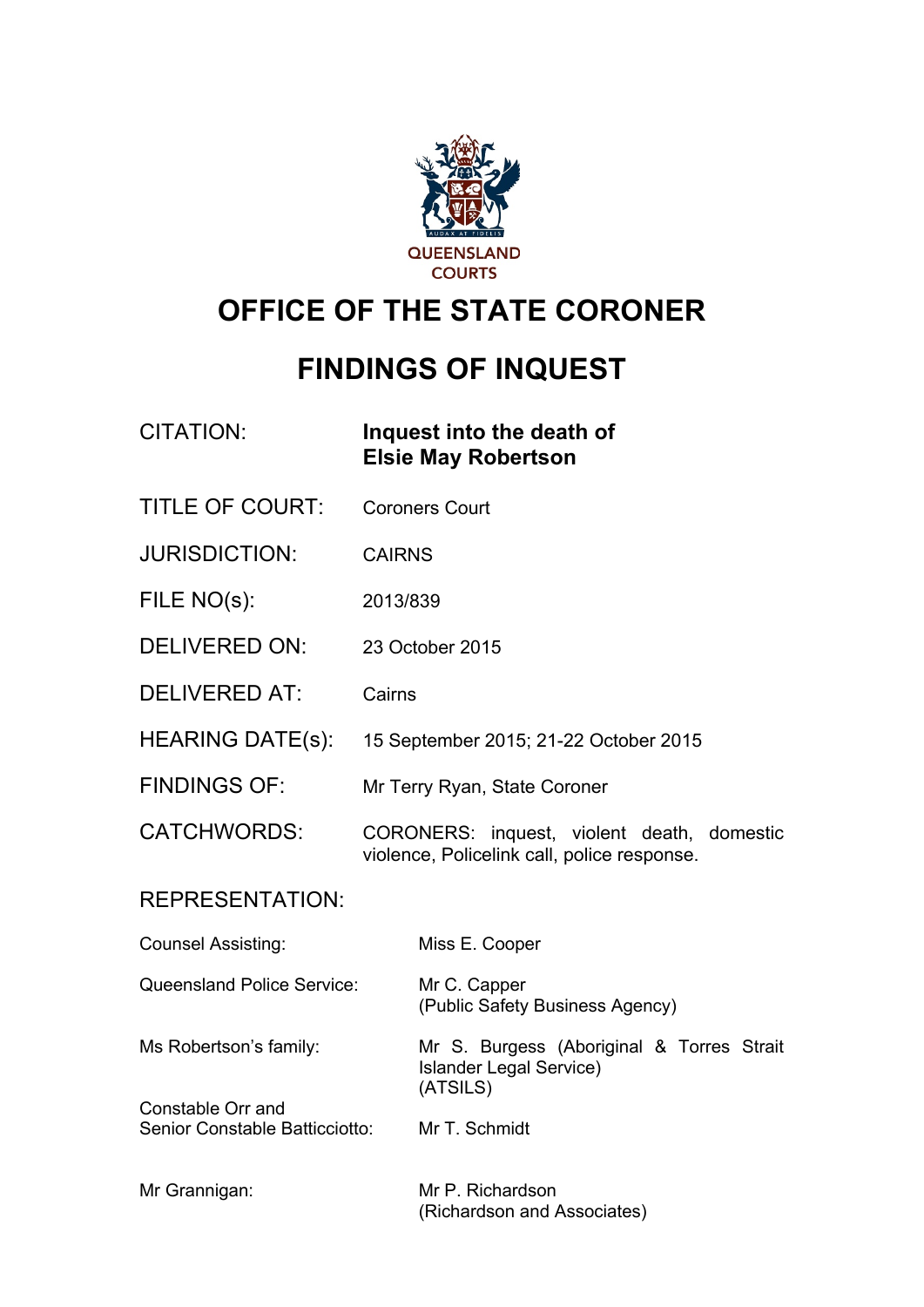QUEENSLAND COURTS

# OFFICE OF THE STATE CORONER

# FINDINGS OF INQUEST

| | |
|---|---|
| CITATION: | **Inquest into the death of Elsie May Robertson** |
| TITLE OF COURT: | Coroners Court |
| JURISDICTION: | CAIRNS |
| FILE NO(s): | 2013/839 |
| DELIVERED ON: | 23 October 2015 |
| DELIVERED AT: | Cairns |
| HEARING DATE(s): | 15 September 2015; 21-22 October 2015 |
| FINDINGS OF: | Mr Terry Ryan, State Coroner |
| CATCHWORDS: | CORONERS: inquest, violent death, domestic violence, Policelink call, police response. |

REPRESENTATION:

| | |
|---|---|
| Counsel Assisting: | Miss E. Cooper |
| Queensland Police Service: | Mr C. Capper (Public Safety Business Agency) |
| Ms Robertson's family: | Mr S. Burgess (Aboriginal & Torres Strait Islander Legal Service) (ATSILS) |
| Constable Orr and Senior Constable Batticciotto: | Mr T. Schmidt |
| Mr Grannigan: | Mr P. Richardson (Richardson and Associates) |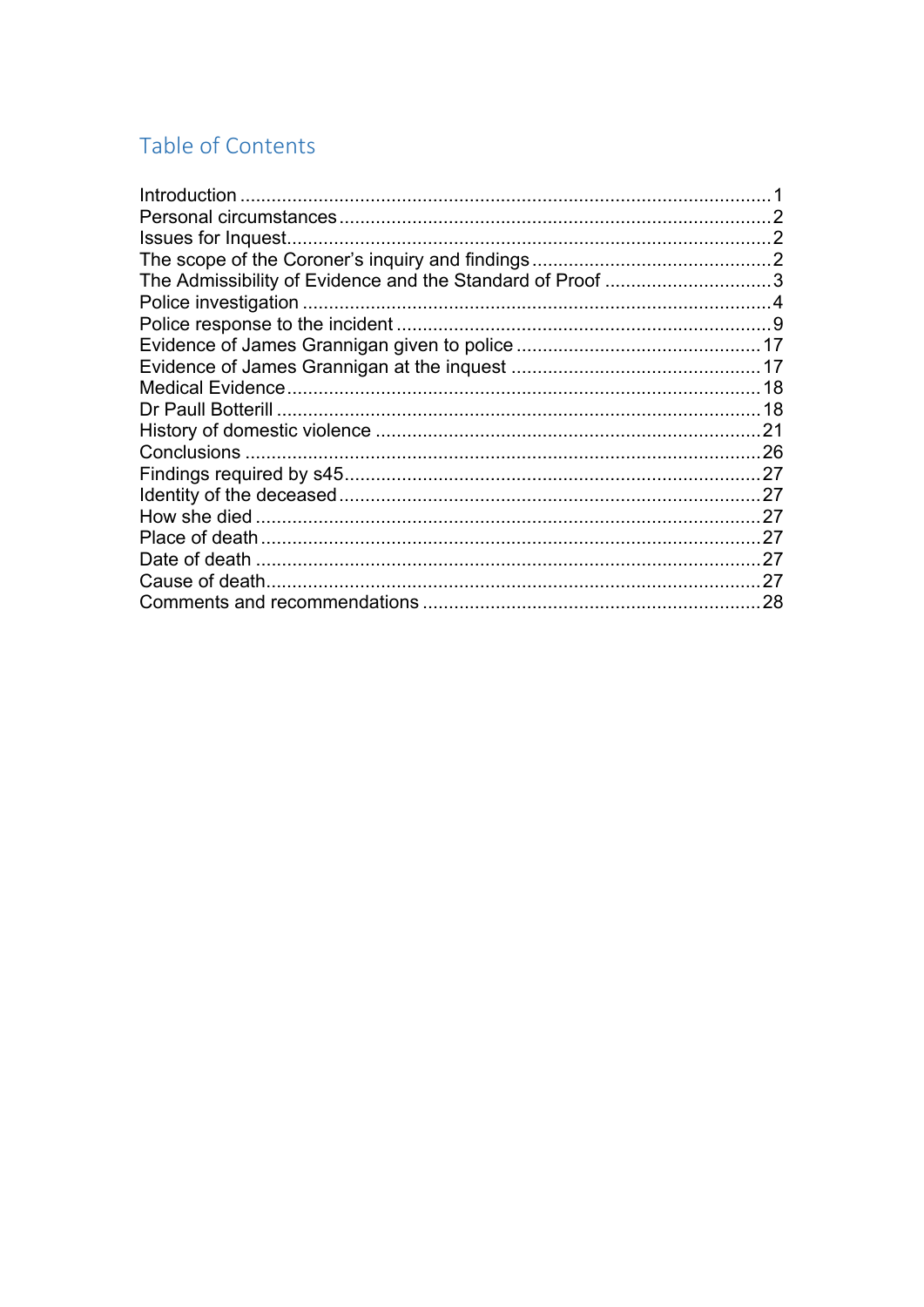## Table of Contents

Introduction .......................................................................................................1
Personal circumstances ........................................................................................2
Issues for Inquest .................................................................................................2
The scope of the Coroner's inquiry and findings ...................................................2
The Admissibility of Evidence and the Standard of Proof .......................................3
Police investigation ..............................................................................................4
Police response to the incident .............................................................................9
Evidence of James Grannigan given to police .......................................................17
Evidence of James Grannigan at the inquest ........................................................17
Medical Evidence ...............................................................................................18
Dr Paull Botterill .................................................................................................18
History of domestic violence ...............................................................................21
Conclusions ........................................................................................................26
Findings required by s45 .....................................................................................27
Identity of the deceased ......................................................................................27
How she died .....................................................................................................27
Place of death .....................................................................................................27
Date of death ......................................................................................................27
Cause of death ....................................................................................................27
Comments and recommendations ........................................................................28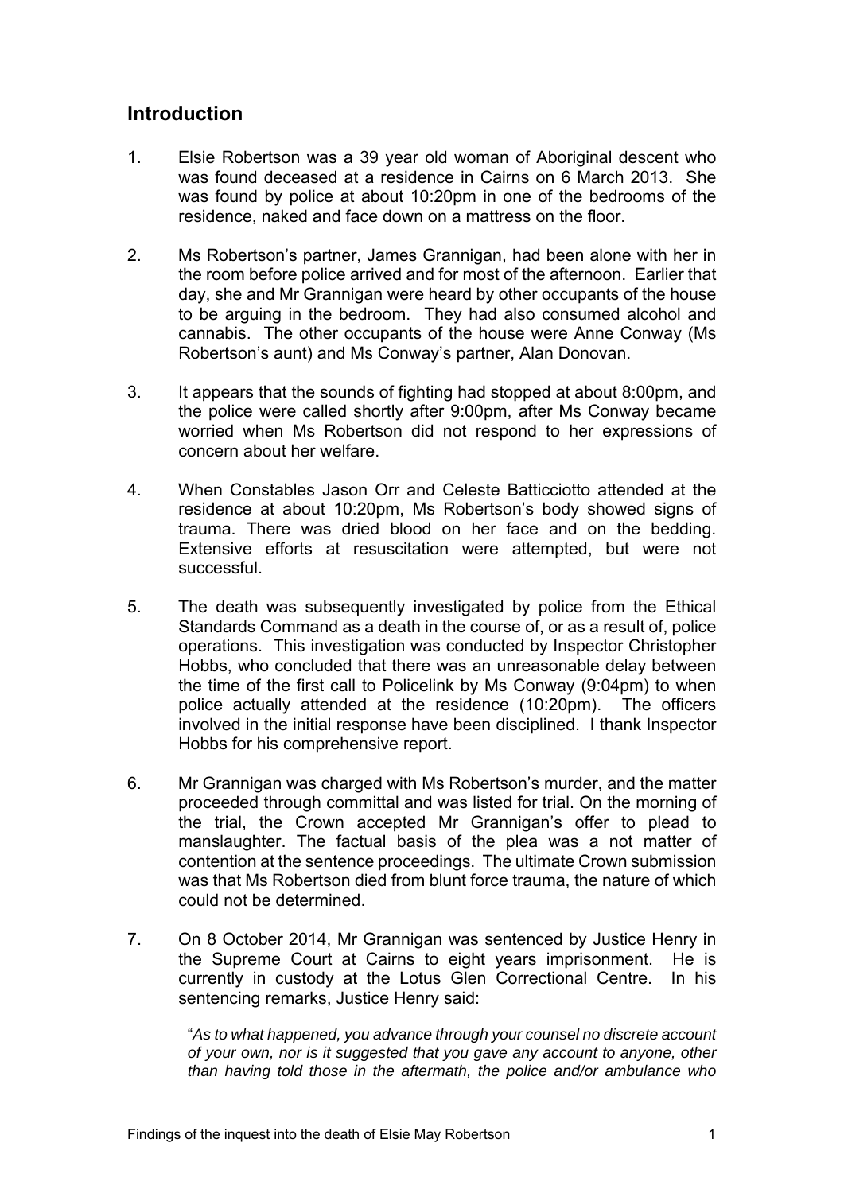## Introduction

1. Elsie Robertson was a 39 year old woman of Aboriginal descent who was found deceased at a residence in Cairns on 6 March 2013. She was found by police at about 10:20pm in one of the bedrooms of the residence, naked and face down on a mattress on the floor.

2. Ms Robertson's partner, James Grannigan, had been alone with her in the room before police arrived and for most of the afternoon. Earlier that day, she and Mr Grannigan were heard by other occupants of the house to be arguing in the bedroom. They had also consumed alcohol and cannabis. The other occupants of the house were Anne Conway (Ms Robertson's aunt) and Ms Conway's partner, Alan Donovan.

3. It appears that the sounds of fighting had stopped at about 8:00pm, and the police were called shortly after 9:00pm, after Ms Conway became worried when Ms Robertson did not respond to her expressions of concern about her welfare.

4. When Constables Jason Orr and Celeste Batticciotto attended at the residence at about 10:20pm, Ms Robertson's body showed signs of trauma. There was dried blood on her face and on the bedding. Extensive efforts at resuscitation were attempted, but were not successful.

5. The death was subsequently investigated by police from the Ethical Standards Command as a death in the course of, or as a result of, police operations. This investigation was conducted by Inspector Christopher Hobbs, who concluded that there was an unreasonable delay between the time of the first call to Policelink by Ms Conway (9:04pm) to when police actually attended at the residence (10:20pm). The officers involved in the initial response have been disciplined. I thank Inspector Hobbs for his comprehensive report.

6. Mr Grannigan was charged with Ms Robertson's murder, and the matter proceeded through committal and was listed for trial. On the morning of the trial, the Crown accepted Mr Grannigan's offer to plead to manslaughter. The factual basis of the plea was a not matter of contention at the sentence proceedings. The ultimate Crown submission was that Ms Robertson died from blunt force trauma, the nature of which could not be determined.

7. On 8 October 2014, Mr Grannigan was sentenced by Justice Henry in the Supreme Court at Cairns to eight years imprisonment. He is currently in custody at the Lotus Glen Correctional Centre. In his sentencing remarks, Justice Henry said:

   "*As to what happened, you advance through your counsel no discrete account of your own, nor is it suggested that you gave any account to anyone, other than having told those in the aftermath, the police and/or ambulance who*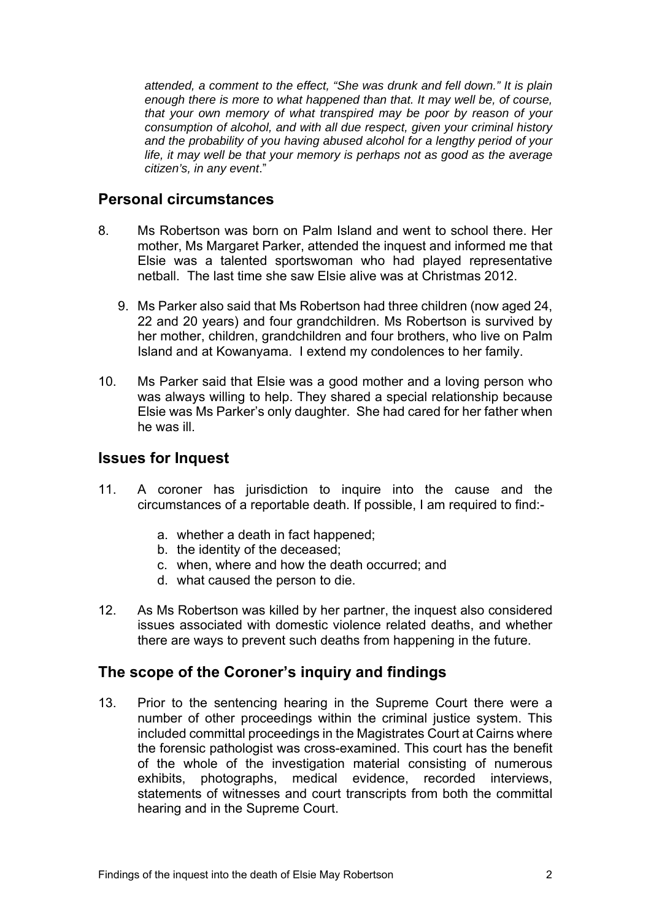*attended, a comment to the effect, "She was drunk and fell down." It is plain enough there is more to what happened than that. It may well be, of course, that your own memory of what transpired may be poor by reason of your consumption of alcohol, and with all due respect, given your criminal history and the probability of you having abused alcohol for a lengthy period of your life, it may well be that your memory is perhaps not as good as the average citizen's, in any event*."

## Personal circumstances

8. Ms Robertson was born on Palm Island and went to school there. Her mother, Ms Margaret Parker, attended the inquest and informed me that Elsie was a talented sportswoman who had played representative netball. The last time she saw Elsie alive was at Christmas 2012.

9. Ms Parker also said that Ms Robertson had three children (now aged 24, 22 and 20 years) and four grandchildren. Ms Robertson is survived by her mother, children, grandchildren and four brothers, who live on Palm Island and at Kowanyama. I extend my condolences to her family.

10. Ms Parker said that Elsie was a good mother and a loving person who was always willing to help. They shared a special relationship because Elsie was Ms Parker's only daughter. She had cared for her father when he was ill.

## Issues for Inquest

11. A coroner has jurisdiction to inquire into the cause and the circumstances of a reportable death. If possible, I am required to find:-

    a. whether a death in fact happened;
    b. the identity of the deceased;
    c. when, where and how the death occurred; and
    d. what caused the person to die.

12. As Ms Robertson was killed by her partner, the inquest also considered issues associated with domestic violence related deaths, and whether there are ways to prevent such deaths from happening in the future.

## The scope of the Coroner's inquiry and findings

13. Prior to the sentencing hearing in the Supreme Court there were a number of other proceedings within the criminal justice system. This included committal proceedings in the Magistrates Court at Cairns where the forensic pathologist was cross-examined. This court has the benefit of the whole of the investigation material consisting of numerous exhibits, photographs, medical evidence, recorded interviews, statements of witnesses and court transcripts from both the committal hearing and in the Supreme Court.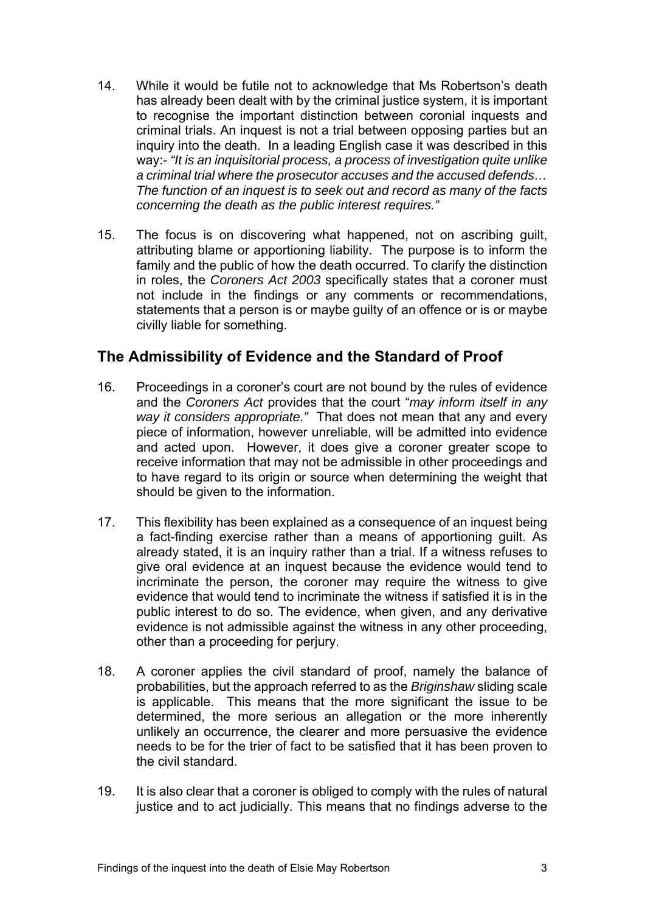14. While it would be futile not to acknowledge that Ms Robertson's death has already been dealt with by the criminal justice system, it is important to recognise the important distinction between coronial inquests and criminal trials. An inquest is not a trial between opposing parties but an inquiry into the death. In a leading English case it was described in this way:- *"It is an inquisitorial process, a process of investigation quite unlike a criminal trial where the prosecutor accuses and the accused defends… The function of an inquest is to seek out and record as many of the facts concerning the death as the public interest requires."*

15. The focus is on discovering what happened, not on ascribing guilt, attributing blame or apportioning liability. The purpose is to inform the family and the public of how the death occurred. To clarify the distinction in roles, the *Coroners Act 2003* specifically states that a coroner must not include in the findings or any comments or recommendations, statements that a person is or maybe guilty of an offence or is or maybe civilly liable for something.

## The Admissibility of Evidence and the Standard of Proof

16. Proceedings in a coroner's court are not bound by the rules of evidence and the *Coroners Act* provides that the court "*may inform itself in any way it considers appropriate."* That does not mean that any and every piece of information, however unreliable, will be admitted into evidence and acted upon. However, it does give a coroner greater scope to receive information that may not be admissible in other proceedings and to have regard to its origin or source when determining the weight that should be given to the information.

17. This flexibility has been explained as a consequence of an inquest being a fact-finding exercise rather than a means of apportioning guilt. As already stated, it is an inquiry rather than a trial. If a witness refuses to give oral evidence at an inquest because the evidence would tend to incriminate the person, the coroner may require the witness to give evidence that would tend to incriminate the witness if satisfied it is in the public interest to do so. The evidence, when given, and any derivative evidence is not admissible against the witness in any other proceeding, other than a proceeding for perjury.

18. A coroner applies the civil standard of proof, namely the balance of probabilities, but the approach referred to as the *Briginshaw* sliding scale is applicable. This means that the more significant the issue to be determined, the more serious an allegation or the more inherently unlikely an occurrence, the clearer and more persuasive the evidence needs to be for the trier of fact to be satisfied that it has been proven to the civil standard.

19. It is also clear that a coroner is obliged to comply with the rules of natural justice and to act judicially. This means that no findings adverse to the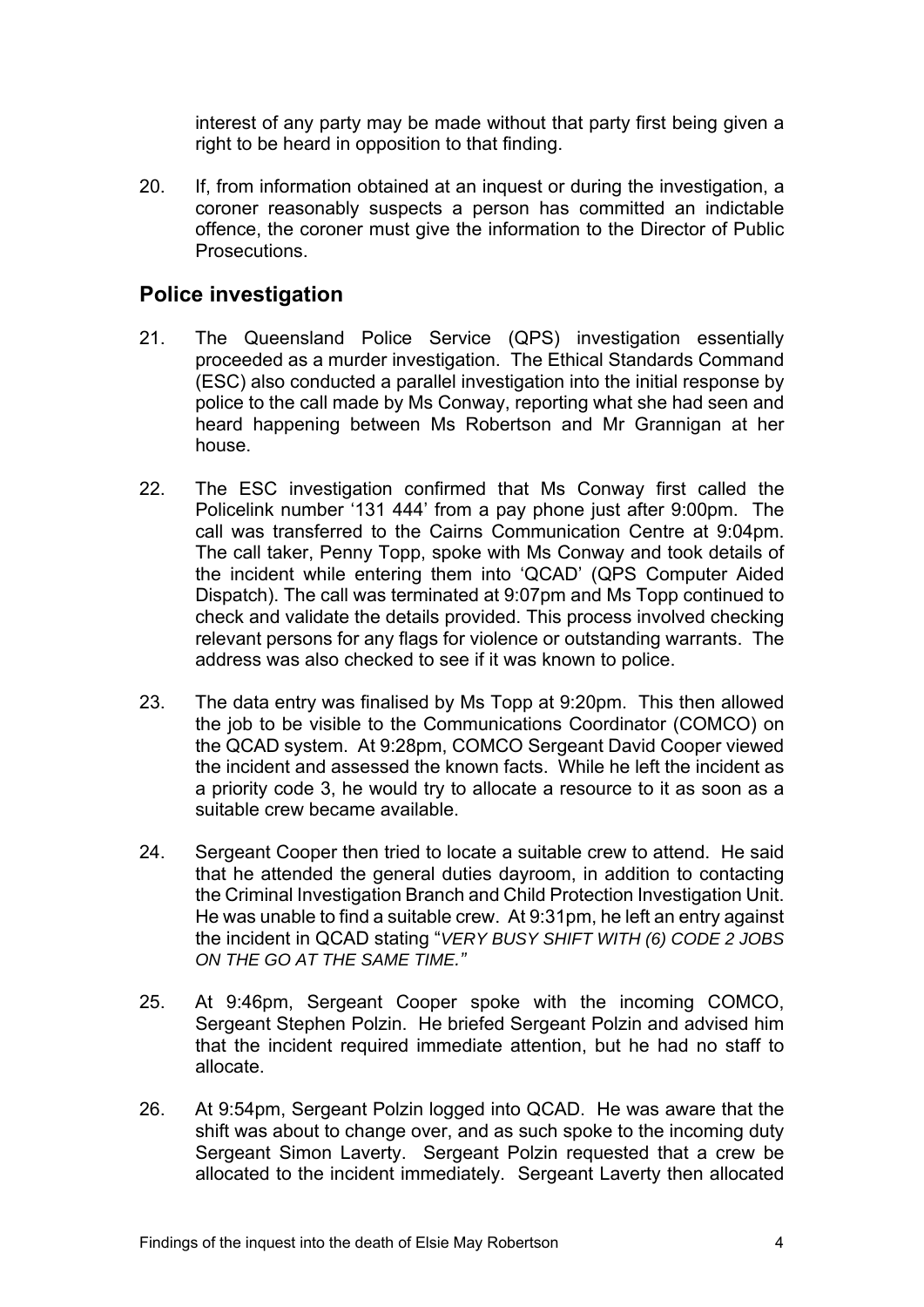interest of any party may be made without that party first being given a right to be heard in opposition to that finding.

20. If, from information obtained at an inquest or during the investigation, a coroner reasonably suspects a person has committed an indictable offence, the coroner must give the information to the Director of Public Prosecutions.

## Police investigation

21. The Queensland Police Service (QPS) investigation essentially proceeded as a murder investigation. The Ethical Standards Command (ESC) also conducted a parallel investigation into the initial response by police to the call made by Ms Conway, reporting what she had seen and heard happening between Ms Robertson and Mr Grannigan at her house.

22. The ESC investigation confirmed that Ms Conway first called the Policelink number '131 444' from a pay phone just after 9:00pm. The call was transferred to the Cairns Communication Centre at 9:04pm. The call taker, Penny Topp, spoke with Ms Conway and took details of the incident while entering them into 'QCAD' (QPS Computer Aided Dispatch). The call was terminated at 9:07pm and Ms Topp continued to check and validate the details provided. This process involved checking relevant persons for any flags for violence or outstanding warrants. The address was also checked to see if it was known to police.

23. The data entry was finalised by Ms Topp at 9:20pm. This then allowed the job to be visible to the Communications Coordinator (COMCO) on the QCAD system. At 9:28pm, COMCO Sergeant David Cooper viewed the incident and assessed the known facts. While he left the incident as a priority code 3, he would try to allocate a resource to it as soon as a suitable crew became available.

24. Sergeant Cooper then tried to locate a suitable crew to attend. He said that he attended the general duties dayroom, in addition to contacting the Criminal Investigation Branch and Child Protection Investigation Unit. He was unable to find a suitable crew. At 9:31pm, he left an entry against the incident in QCAD stating "*VERY BUSY SHIFT WITH (6) CODE 2 JOBS ON THE GO AT THE SAME TIME.*"

25. At 9:46pm, Sergeant Cooper spoke with the incoming COMCO, Sergeant Stephen Polzin. He briefed Sergeant Polzin and advised him that the incident required immediate attention, but he had no staff to allocate.

26. At 9:54pm, Sergeant Polzin logged into QCAD. He was aware that the shift was about to change over, and as such spoke to the incoming duty Sergeant Simon Laverty. Sergeant Polzin requested that a crew be allocated to the incident immediately. Sergeant Laverty then allocated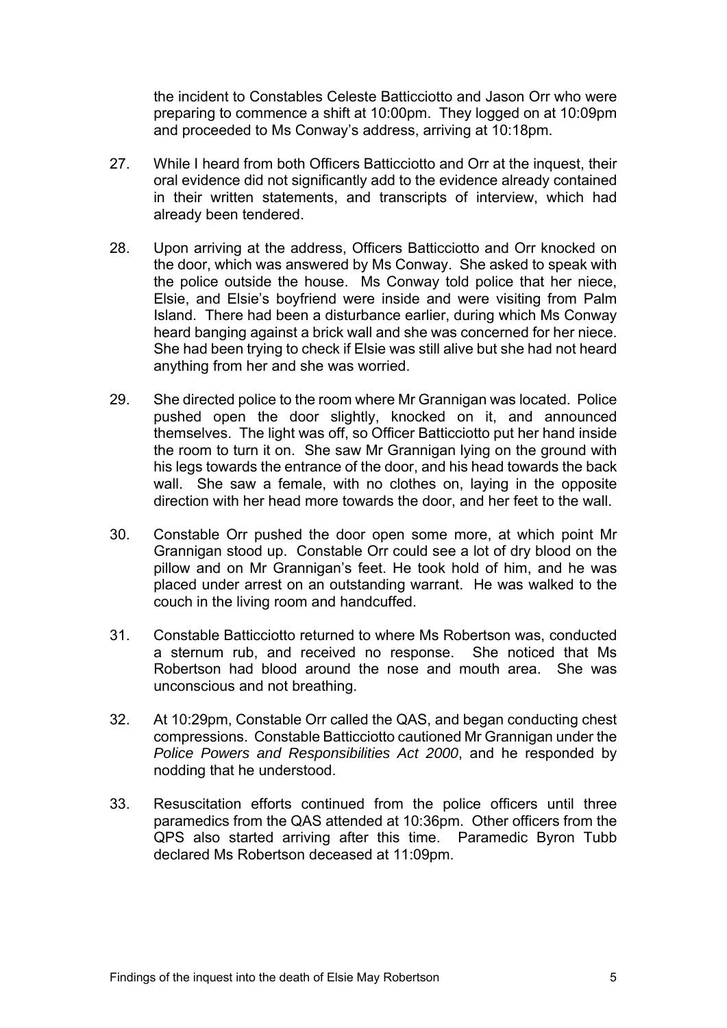the incident to Constables Celeste Batticciotto and Jason Orr who were preparing to commence a shift at 10:00pm. They logged on at 10:09pm and proceeded to Ms Conway's address, arriving at 10:18pm.

27. While I heard from both Officers Batticciotto and Orr at the inquest, their oral evidence did not significantly add to the evidence already contained in their written statements, and transcripts of interview, which had already been tendered.

28. Upon arriving at the address, Officers Batticciotto and Orr knocked on the door, which was answered by Ms Conway. She asked to speak with the police outside the house. Ms Conway told police that her niece, Elsie, and Elsie's boyfriend were inside and were visiting from Palm Island. There had been a disturbance earlier, during which Ms Conway heard banging against a brick wall and she was concerned for her niece. She had been trying to check if Elsie was still alive but she had not heard anything from her and she was worried.

29. She directed police to the room where Mr Grannigan was located. Police pushed open the door slightly, knocked on it, and announced themselves. The light was off, so Officer Batticciotto put her hand inside the room to turn it on. She saw Mr Grannigan lying on the ground with his legs towards the entrance of the door, and his head towards the back wall. She saw a female, with no clothes on, laying in the opposite direction with her head more towards the door, and her feet to the wall.

30. Constable Orr pushed the door open some more, at which point Mr Grannigan stood up. Constable Orr could see a lot of dry blood on the pillow and on Mr Grannigan's feet. He took hold of him, and he was placed under arrest on an outstanding warrant. He was walked to the couch in the living room and handcuffed.

31. Constable Batticciotto returned to where Ms Robertson was, conducted a sternum rub, and received no response. She noticed that Ms Robertson had blood around the nose and mouth area. She was unconscious and not breathing.

32. At 10:29pm, Constable Orr called the QAS, and began conducting chest compressions. Constable Batticciotto cautioned Mr Grannigan under the *Police Powers and Responsibilities Act 2000*, and he responded by nodding that he understood.

33. Resuscitation efforts continued from the police officers until three paramedics from the QAS attended at 10:36pm. Other officers from the QPS also started arriving after this time. Paramedic Byron Tubb declared Ms Robertson deceased at 11:09pm.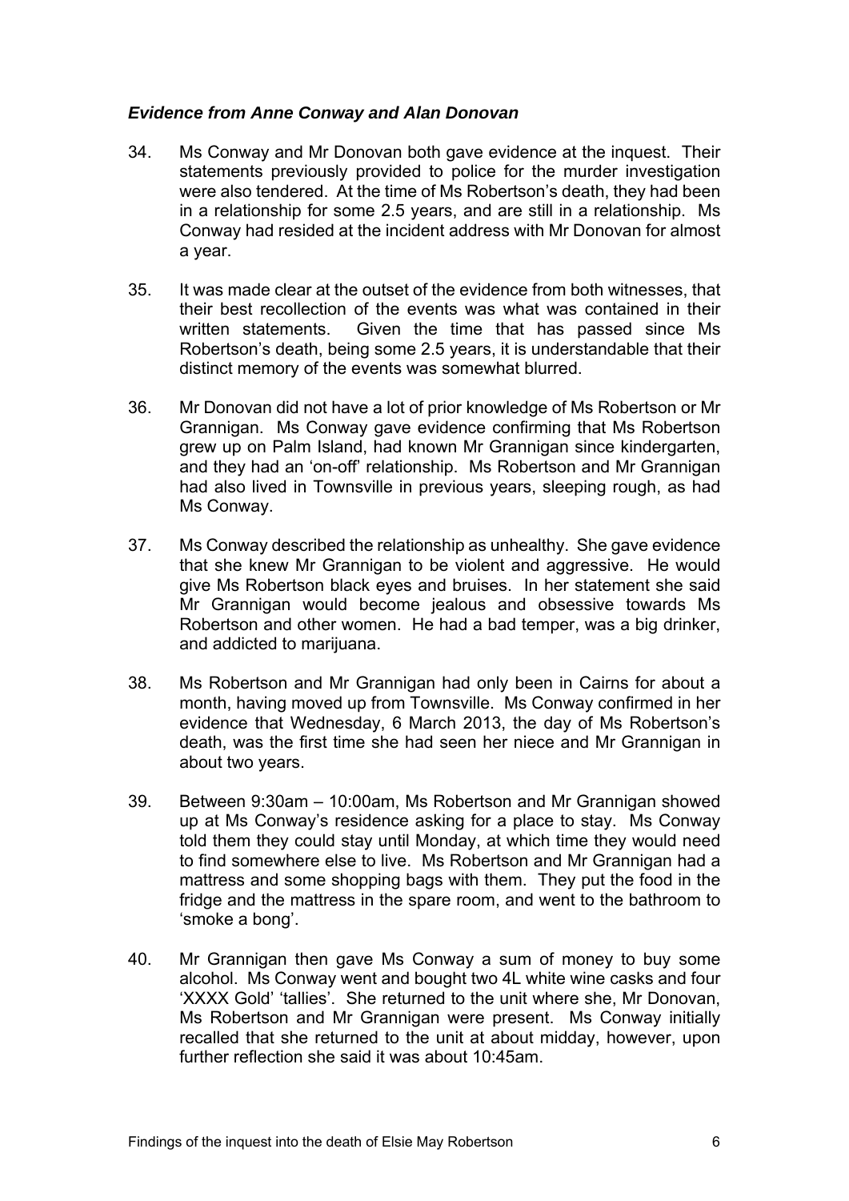### *Evidence from Anne Conway and Alan Donovan*

34. Ms Conway and Mr Donovan both gave evidence at the inquest. Their statements previously provided to police for the murder investigation were also tendered. At the time of Ms Robertson's death, they had been in a relationship for some 2.5 years, and are still in a relationship. Ms Conway had resided at the incident address with Mr Donovan for almost a year.

35. It was made clear at the outset of the evidence from both witnesses, that their best recollection of the events was what was contained in their written statements. Given the time that has passed since Ms Robertson's death, being some 2.5 years, it is understandable that their distinct memory of the events was somewhat blurred.

36. Mr Donovan did not have a lot of prior knowledge of Ms Robertson or Mr Grannigan. Ms Conway gave evidence confirming that Ms Robertson grew up on Palm Island, had known Mr Grannigan since kindergarten, and they had an 'on-off' relationship. Ms Robertson and Mr Grannigan had also lived in Townsville in previous years, sleeping rough, as had Ms Conway.

37. Ms Conway described the relationship as unhealthy. She gave evidence that she knew Mr Grannigan to be violent and aggressive. He would give Ms Robertson black eyes and bruises. In her statement she said Mr Grannigan would become jealous and obsessive towards Ms Robertson and other women. He had a bad temper, was a big drinker, and addicted to marijuana.

38. Ms Robertson and Mr Grannigan had only been in Cairns for about a month, having moved up from Townsville. Ms Conway confirmed in her evidence that Wednesday, 6 March 2013, the day of Ms Robertson's death, was the first time she had seen her niece and Mr Grannigan in about two years.

39. Between 9:30am – 10:00am, Ms Robertson and Mr Grannigan showed up at Ms Conway's residence asking for a place to stay. Ms Conway told them they could stay until Monday, at which time they would need to find somewhere else to live. Ms Robertson and Mr Grannigan had a mattress and some shopping bags with them. They put the food in the fridge and the mattress in the spare room, and went to the bathroom to 'smoke a bong'.

40. Mr Grannigan then gave Ms Conway a sum of money to buy some alcohol. Ms Conway went and bought two 4L white wine casks and four 'XXXX Gold' 'tallies'. She returned to the unit where she, Mr Donovan, Ms Robertson and Mr Grannigan were present. Ms Conway initially recalled that she returned to the unit at about midday, however, upon further reflection she said it was about 10:45am.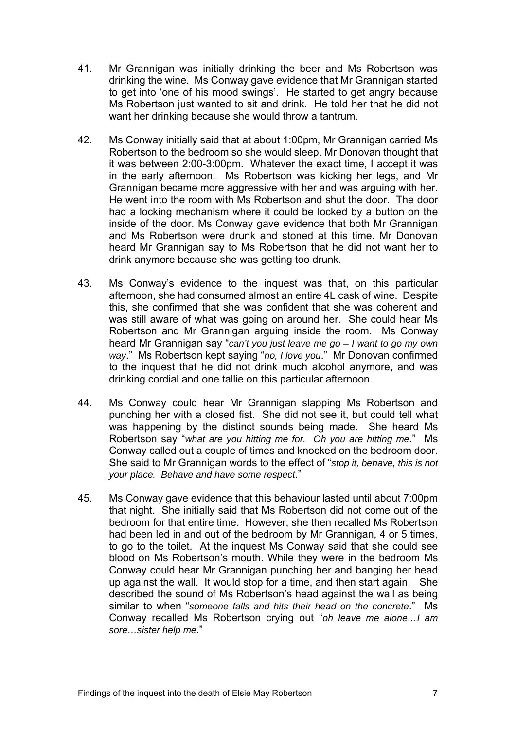41. Mr Grannigan was initially drinking the beer and Ms Robertson was drinking the wine. Ms Conway gave evidence that Mr Grannigan started to get into 'one of his mood swings'. He started to get angry because Ms Robertson just wanted to sit and drink. He told her that he did not want her drinking because she would throw a tantrum.

42. Ms Conway initially said that at about 1:00pm, Mr Grannigan carried Ms Robertson to the bedroom so she would sleep. Mr Donovan thought that it was between 2:00-3:00pm. Whatever the exact time, I accept it was in the early afternoon. Ms Robertson was kicking her legs, and Mr Grannigan became more aggressive with her and was arguing with her. He went into the room with Ms Robertson and shut the door. The door had a locking mechanism where it could be locked by a button on the inside of the door. Ms Conway gave evidence that both Mr Grannigan and Ms Robertson were drunk and stoned at this time. Mr Donovan heard Mr Grannigan say to Ms Robertson that he did not want her to drink anymore because she was getting too drunk.

43. Ms Conway's evidence to the inquest was that, on this particular afternoon, she had consumed almost an entire 4L cask of wine. Despite this, she confirmed that she was confident that she was coherent and was still aware of what was going on around her. She could hear Ms Robertson and Mr Grannigan arguing inside the room. Ms Conway heard Mr Grannigan say "*can't you just leave me go – I want to go my own way*." Ms Robertson kept saying "*no, I love you*." Mr Donovan confirmed to the inquest that he did not drink much alcohol anymore, and was drinking cordial and one tallie on this particular afternoon.

44. Ms Conway could hear Mr Grannigan slapping Ms Robertson and punching her with a closed fist. She did not see it, but could tell what was happening by the distinct sounds being made. She heard Ms Robertson say "*what are you hitting me for. Oh you are hitting me*." Ms Conway called out a couple of times and knocked on the bedroom door. She said to Mr Grannigan words to the effect of "*stop it, behave, this is not your place. Behave and have some respect*."

45. Ms Conway gave evidence that this behaviour lasted until about 7:00pm that night. She initially said that Ms Robertson did not come out of the bedroom for that entire time. However, she then recalled Ms Robertson had been led in and out of the bedroom by Mr Grannigan, 4 or 5 times, to go to the toilet. At the inquest Ms Conway said that she could see blood on Ms Robertson's mouth. While they were in the bedroom Ms Conway could hear Mr Grannigan punching her and banging her head up against the wall. It would stop for a time, and then start again. She described the sound of Ms Robertson's head against the wall as being similar to when "*someone falls and hits their head on the concrete*." Ms Conway recalled Ms Robertson crying out "*oh leave me alone…I am sore…sister help me*."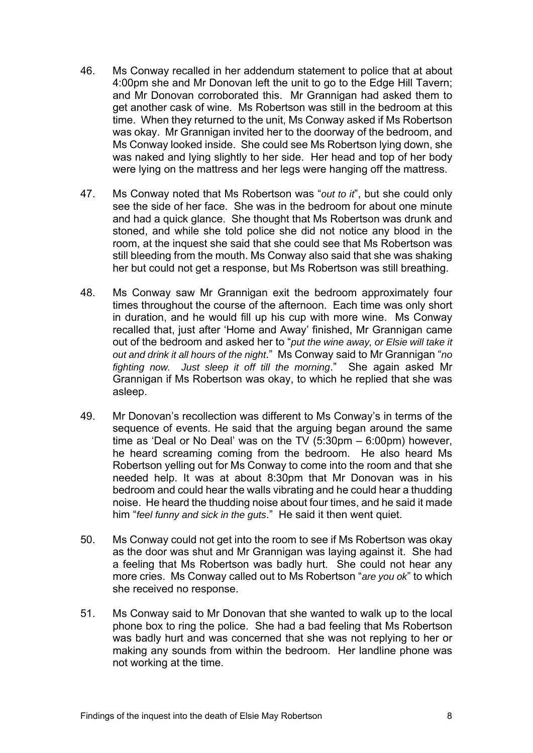46. Ms Conway recalled in her addendum statement to police that at about 4:00pm she and Mr Donovan left the unit to go to the Edge Hill Tavern; and Mr Donovan corroborated this. Mr Grannigan had asked them to get another cask of wine. Ms Robertson was still in the bedroom at this time. When they returned to the unit, Ms Conway asked if Ms Robertson was okay. Mr Grannigan invited her to the doorway of the bedroom, and Ms Conway looked inside. She could see Ms Robertson lying down, she was naked and lying slightly to her side. Her head and top of her body were lying on the mattress and her legs were hanging off the mattress.

47. Ms Conway noted that Ms Robertson was "*out to it*", but she could only see the side of her face. She was in the bedroom for about one minute and had a quick glance. She thought that Ms Robertson was drunk and stoned, and while she told police she did not notice any blood in the room, at the inquest she said that she could see that Ms Robertson was still bleeding from the mouth. Ms Conway also said that she was shaking her but could not get a response, but Ms Robertson was still breathing.

48. Ms Conway saw Mr Grannigan exit the bedroom approximately four times throughout the course of the afternoon. Each time was only short in duration, and he would fill up his cup with more wine. Ms Conway recalled that, just after 'Home and Away' finished, Mr Grannigan came out of the bedroom and asked her to "*put the wine away, or Elsie will take it out and drink it all hours of the night*." Ms Conway said to Mr Grannigan "*no fighting now. Just sleep it off till the morning*." She again asked Mr Grannigan if Ms Robertson was okay, to which he replied that she was asleep.

49. Mr Donovan's recollection was different to Ms Conway's in terms of the sequence of events. He said that the arguing began around the same time as 'Deal or No Deal' was on the TV (5:30pm – 6:00pm) however, he heard screaming coming from the bedroom. He also heard Ms Robertson yelling out for Ms Conway to come into the room and that she needed help. It was at about 8:30pm that Mr Donovan was in his bedroom and could hear the walls vibrating and he could hear a thudding noise. He heard the thudding noise about four times, and he said it made him "*feel funny and sick in the guts*." He said it then went quiet.

50. Ms Conway could not get into the room to see if Ms Robertson was okay as the door was shut and Mr Grannigan was laying against it. She had a feeling that Ms Robertson was badly hurt. She could not hear any more cries. Ms Conway called out to Ms Robertson "*are you ok*" to which she received no response.

51. Ms Conway said to Mr Donovan that she wanted to walk up to the local phone box to ring the police. She had a bad feeling that Ms Robertson was badly hurt and was concerned that she was not replying to her or making any sounds from within the bedroom. Her landline phone was not working at the time.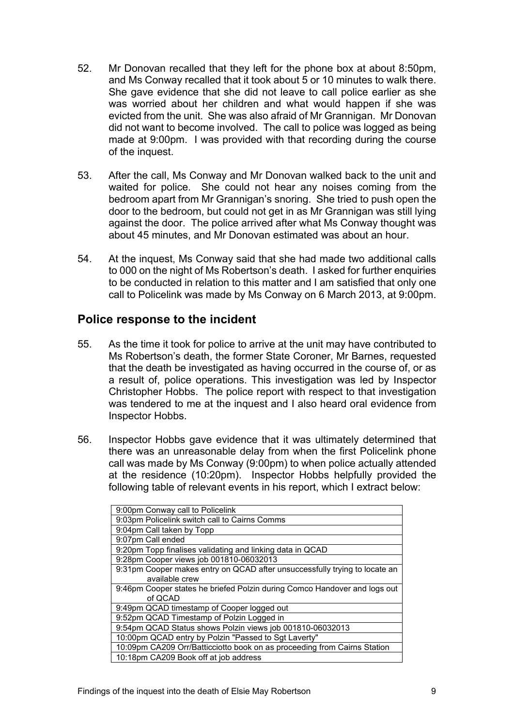52. Mr Donovan recalled that they left for the phone box at about 8:50pm, and Ms Conway recalled that it took about 5 or 10 minutes to walk there. She gave evidence that she did not leave to call police earlier as she was worried about her children and what would happen if she was evicted from the unit. She was also afraid of Mr Grannigan. Mr Donovan did not want to become involved. The call to police was logged as being made at 9:00pm. I was provided with that recording during the course of the inquest.

53. After the call, Ms Conway and Mr Donovan walked back to the unit and waited for police. She could not hear any noises coming from the bedroom apart from Mr Grannigan's snoring. She tried to push open the door to the bedroom, but could not get in as Mr Grannigan was still lying against the door. The police arrived after what Ms Conway thought was about 45 minutes, and Mr Donovan estimated was about an hour.

54. At the inquest, Ms Conway said that she had made two additional calls to 000 on the night of Ms Robertson's death. I asked for further enquiries to be conducted in relation to this matter and I am satisfied that only one call to Policelink was made by Ms Conway on 6 March 2013, at 9:00pm.

## Police response to the incident

55. As the time it took for police to arrive at the unit may have contributed to Ms Robertson's death, the former State Coroner, Mr Barnes, requested that the death be investigated as having occurred in the course of, or as a result of, police operations. This investigation was led by Inspector Christopher Hobbs. The police report with respect to that investigation was tendered to me at the inquest and I also heard oral evidence from Inspector Hobbs.

56. Inspector Hobbs gave evidence that it was ultimately determined that there was an unreasonable delay from when the first Policelink phone call was made by Ms Conway (9:00pm) to when police actually attended at the residence (10:20pm). Inspector Hobbs helpfully provided the following table of relevant events in his report, which I extract below:

| |
|---|
| 9:00pm Conway call to Policelink |
| 9:03pm Policelink switch call to Cairns Comms |
| 9:04pm Call taken by Topp |
| 9:07pm Call ended |
| 9:20pm Topp finalises validating and linking data in QCAD |
| 9:28pm Cooper views job 001810-06032013 |
| 9:31pm Cooper makes entry on QCAD after unsuccessfully trying to locate an available crew |
| 9:46pm Cooper states he briefed Polzin during Comco Handover and logs out of QCAD |
| 9:49pm QCAD timestamp of Cooper logged out |
| 9:52pm QCAD Timestamp of Polzin Logged in |
| 9:54pm QCAD Status shows Polzin views job 001810-06032013 |
| 10:00pm QCAD entry by Polzin "Passed to Sgt Laverty" |
| 10:09pm CA209 Orr/Batticciotto book on as proceeding from Cairns Station |
| 10:18pm CA209 Book off at job address |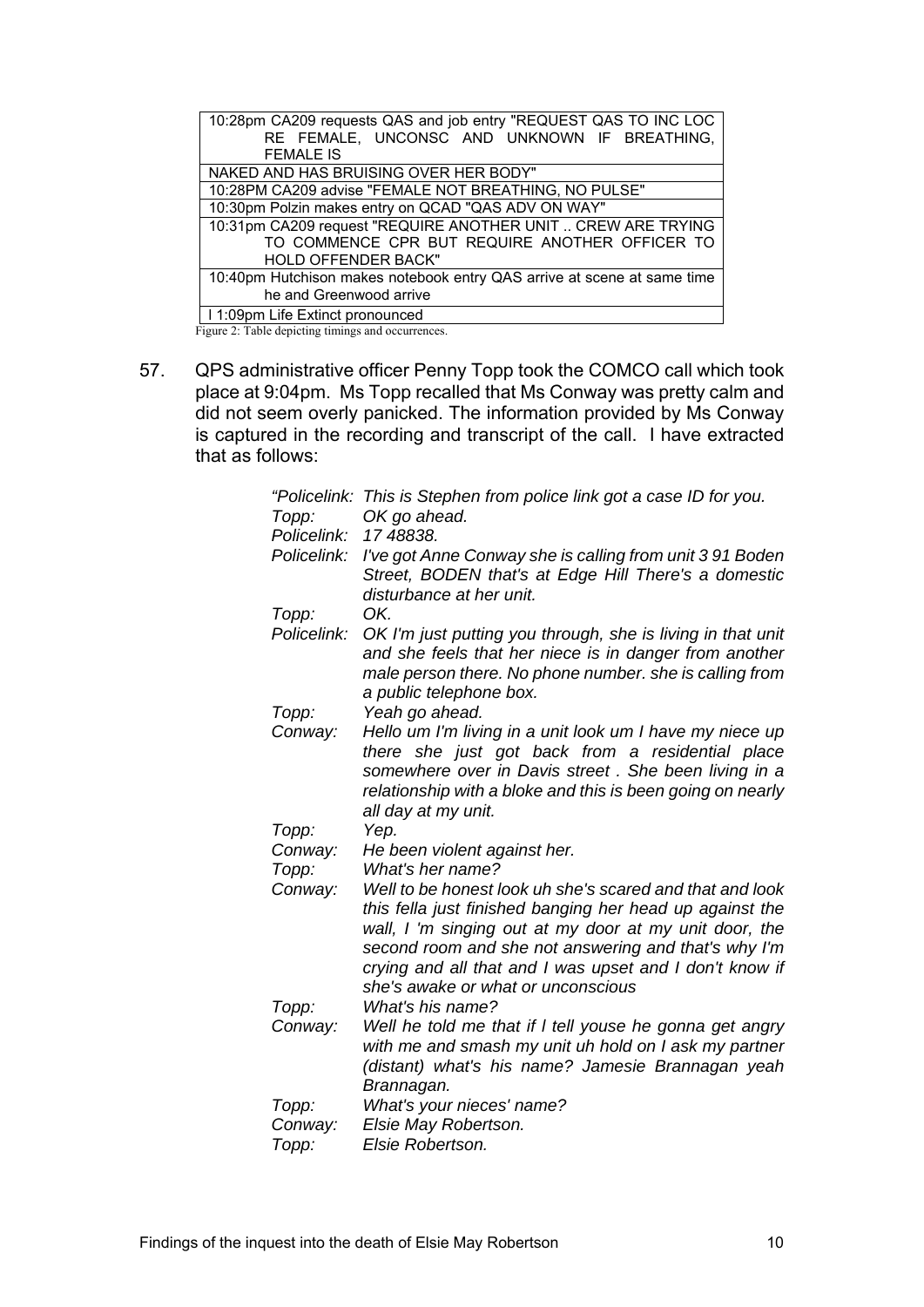| 10:28pm CA209 requests QAS and job entry "REQUEST QAS TO INC LOC RE FEMALE, UNCONSC AND UNKNOWN IF BREATHING, FEMALE IS |
|---|
| NAKED AND HAS BRUISING OVER HER BODY" |
| 10:28PM CA209 advise "FEMALE NOT BREATHING, NO PULSE" |
| 10:30pm Polzin makes entry on QCAD "QAS ADV ON WAY" |
| 10:31pm CA209 request "REQUIRE ANOTHER UNIT .. CREW ARE TRYING TO COMMENCE CPR BUT REQUIRE ANOTHER OFFICER TO HOLD OFFENDER BACK" |
| 10:40pm Hutchison makes notebook entry QAS arrive at scene at same time he and Greenwood arrive |
| I 1:09pm Life Extinct pronounced |

Figure 2: Table depicting timings and occurrences.

57. QPS administrative officer Penny Topp took the COMCO call which took place at 9:04pm. Ms Topp recalled that Ms Conway was pretty calm and did not seem overly panicked. The information provided by Ms Conway is captured in the recording and transcript of the call. I have extracted that as follows:

| | |
|---|---|
| *"Policelink:* | *This is Stephen from police link got a case ID for you.* |
| *Topp:* | *OK go ahead.* |
| *Policelink:* | *17 48838.* |
| *Policelink:* | *I've got Anne Conway she is calling from unit 3 91 Boden Street, BODEN that's at Edge Hill There's a domestic disturbance at her unit.* |
| *Topp:* | *OK.* |
| *Policelink:* | *OK I'm just putting you through, she is living in that unit and she feels that her niece is in danger from another male person there. No phone number. she is calling from a public telephone box.* |
| *Topp:* | *Yeah go ahead.* |
| *Conway:* | *Hello um I'm living in a unit look um I have my niece up there she just got back from a residential place somewhere over in Davis street . She been living in a relationship with a bloke and this is been going on nearly all day at my unit.* |
| *Topp:* | *Yep.* |
| *Conway:* | *He been violent against her.* |
| *Topp:* | *What's her name?* |
| *Conway:* | *Well to be honest look uh she's scared and that and look this fella just finished banging her head up against the wall, I 'm singing out at my door at my unit door, the second room and she not answering and that's why I'm crying and all that and I was upset and I don't know if she's awake or what or unconscious* |
| *Topp:* | *What's his name?* |
| *Conway:* | *Well he told me that if I tell youse he gonna get angry with me and smash my unit uh hold on I ask my partner (distant) what's his name? Jamesie Brannagan yeah Brannagan.* |
| *Topp:* | *What's your nieces' name?* |
| *Conway:* | *Elsie May Robertson.* |
| *Topp:* | *Elsie Robertson.* |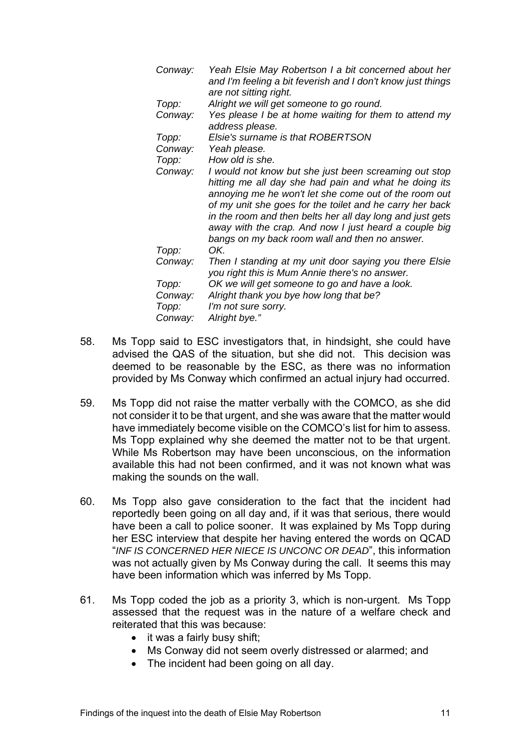*Conway: Yeah Elsie May Robertson I a bit concerned about her and I'm feeling a bit feverish and I don't know just things are not sitting right.*

*Topp: Alright we will get someone to go round.*

*Conway: Yes please I be at home waiting for them to attend my address please.*

*Topp: Elsie's surname is that ROBERTSON*

*Conway: Yeah please.*

*Topp: How old is she.*

*Conway: I would not know but she just been screaming out stop hitting me all day she had pain and what he doing its annoying me he won't let she come out of the room out of my unit she goes for the toilet and he carry her back in the room and then belts her all day long and just gets away with the crap. And now I just heard a couple big bangs on my back room wall and then no answer.*

*Topp: OK.*

*Conway: Then I standing at my unit door saying you there Elsie you right this is Mum Annie there's no answer.*

*Topp: OK we will get someone to go and have a look.*

*Conway: Alright thank you bye how long that be?*

*Topp: I'm not sure sorry.*

*Conway: Alright bye."*

58. Ms Topp said to ESC investigators that, in hindsight, she could have advised the QAS of the situation, but she did not. This decision was deemed to be reasonable by the ESC, as there was no information provided by Ms Conway which confirmed an actual injury had occurred.

59. Ms Topp did not raise the matter verbally with the COMCO, as she did not consider it to be that urgent, and she was aware that the matter would have immediately become visible on the COMCO's list for him to assess. Ms Topp explained why she deemed the matter not to be that urgent. While Ms Robertson may have been unconscious, on the information available this had not been confirmed, and it was not known what was making the sounds on the wall.

60. Ms Topp also gave consideration to the fact that the incident had reportedly been going on all day and, if it was that serious, there would have been a call to police sooner. It was explained by Ms Topp during her ESC interview that despite her having entered the words on QCAD "*INF IS CONCERNED HER NIECE IS UNCONC OR DEAD*", this information was not actually given by Ms Conway during the call. It seems this may have been information which was inferred by Ms Topp.

61. Ms Topp coded the job as a priority 3, which is non-urgent. Ms Topp assessed that the request was in the nature of a welfare check and reiterated that this was because:
    - it was a fairly busy shift;
    - Ms Conway did not seem overly distressed or alarmed; and
    - The incident had been going on all day.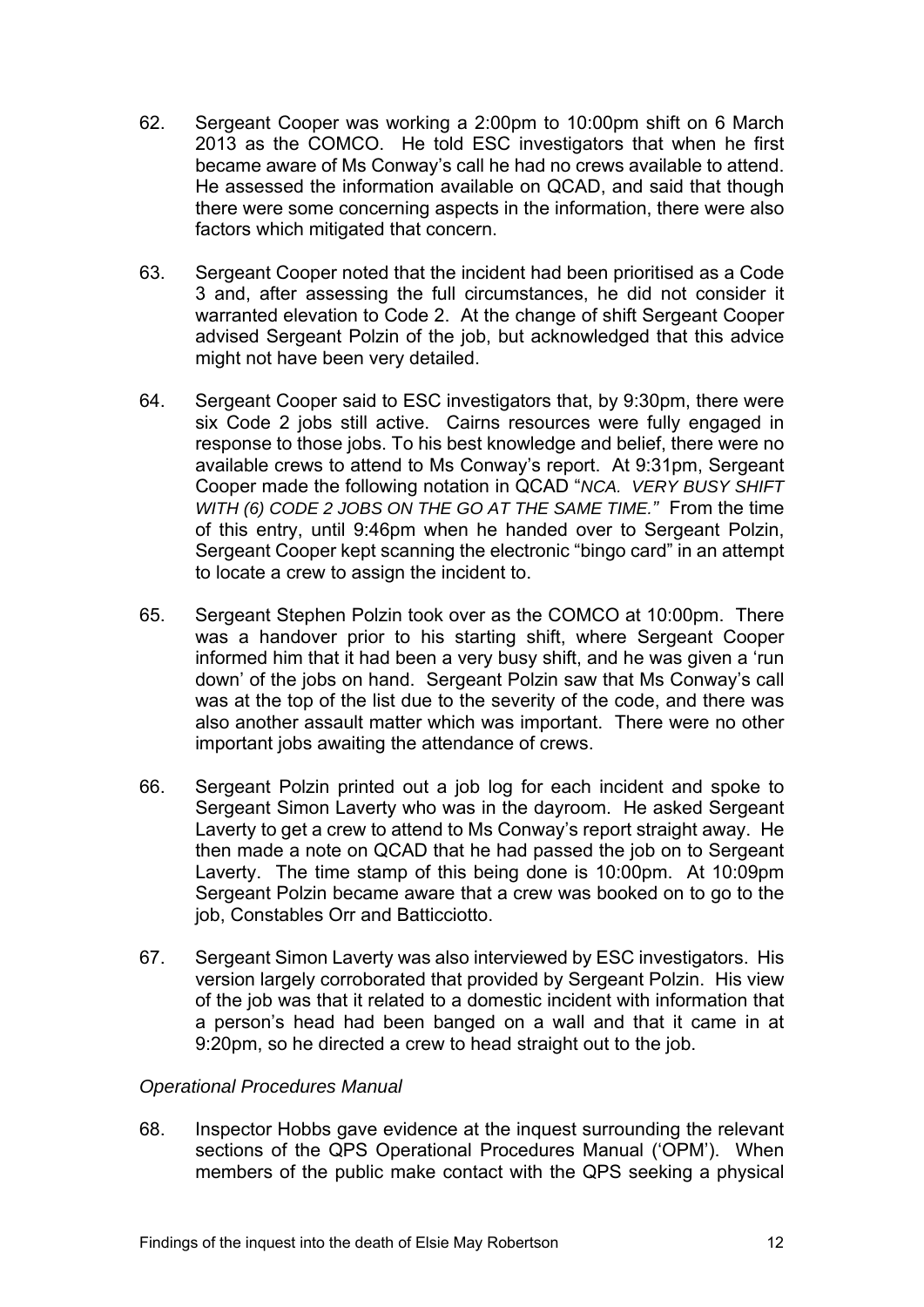62. Sergeant Cooper was working a 2:00pm to 10:00pm shift on 6 March 2013 as the COMCO. He told ESC investigators that when he first became aware of Ms Conway's call he had no crews available to attend. He assessed the information available on QCAD, and said that though there were some concerning aspects in the information, there were also factors which mitigated that concern.

63. Sergeant Cooper noted that the incident had been prioritised as a Code 3 and, after assessing the full circumstances, he did not consider it warranted elevation to Code 2. At the change of shift Sergeant Cooper advised Sergeant Polzin of the job, but acknowledged that this advice might not have been very detailed.

64. Sergeant Cooper said to ESC investigators that, by 9:30pm, there were six Code 2 jobs still active. Cairns resources were fully engaged in response to those jobs. To his best knowledge and belief, there were no available crews to attend to Ms Conway's report. At 9:31pm, Sergeant Cooper made the following notation in QCAD "*NCA. VERY BUSY SHIFT WITH (6) CODE 2 JOBS ON THE GO AT THE SAME TIME.*" From the time of this entry, until 9:46pm when he handed over to Sergeant Polzin, Sergeant Cooper kept scanning the electronic "bingo card" in an attempt to locate a crew to assign the incident to.

65. Sergeant Stephen Polzin took over as the COMCO at 10:00pm. There was a handover prior to his starting shift, where Sergeant Cooper informed him that it had been a very busy shift, and he was given a 'run down' of the jobs on hand. Sergeant Polzin saw that Ms Conway's call was at the top of the list due to the severity of the code, and there was also another assault matter which was important. There were no other important jobs awaiting the attendance of crews.

66. Sergeant Polzin printed out a job log for each incident and spoke to Sergeant Simon Laverty who was in the dayroom. He asked Sergeant Laverty to get a crew to attend to Ms Conway's report straight away. He then made a note on QCAD that he had passed the job on to Sergeant Laverty. The time stamp of this being done is 10:00pm. At 10:09pm Sergeant Polzin became aware that a crew was booked on to go to the job, Constables Orr and Batticciotto.

67. Sergeant Simon Laverty was also interviewed by ESC investigators. His version largely corroborated that provided by Sergeant Polzin. His view of the job was that it related to a domestic incident with information that a person's head had been banged on a wall and that it came in at 9:20pm, so he directed a crew to head straight out to the job.

*Operational Procedures Manual*

68. Inspector Hobbs gave evidence at the inquest surrounding the relevant sections of the QPS Operational Procedures Manual ('OPM'). When members of the public make contact with the QPS seeking a physical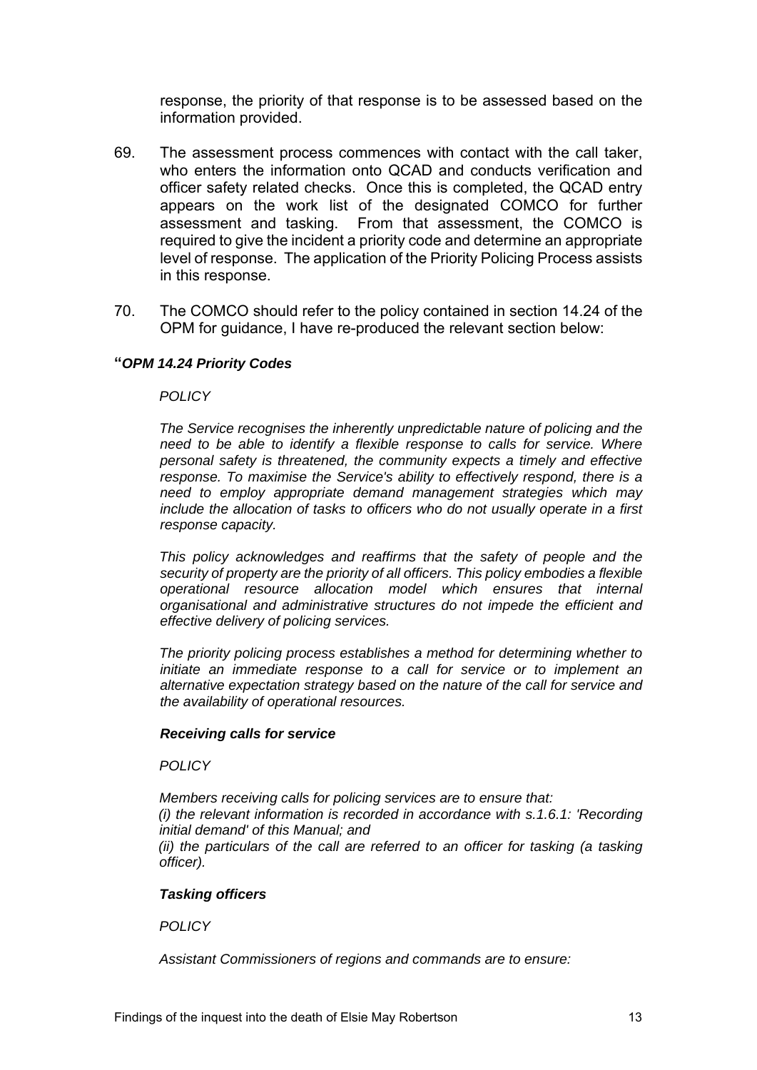response, the priority of that response is to be assessed based on the information provided.

69. The assessment process commences with contact with the call taker, who enters the information onto QCAD and conducts verification and officer safety related checks. Once this is completed, the QCAD entry appears on the work list of the designated COMCO for further assessment and tasking. From that assessment, the COMCO is required to give the incident a priority code and determine an appropriate level of response. The application of the Priority Policing Process assists in this response.

70. The COMCO should refer to the policy contained in section 14.24 of the OPM for guidance, I have re-produced the relevant section below:

**"*OPM 14.24 Priority Codes***

*POLICY*

*The Service recognises the inherently unpredictable nature of policing and the need to be able to identify a flexible response to calls for service. Where personal safety is threatened, the community expects a timely and effective response. To maximise the Service's ability to effectively respond, there is a need to employ appropriate demand management strategies which may include the allocation of tasks to officers who do not usually operate in a first response capacity.*

*This policy acknowledges and reaffirms that the safety of people and the security of property are the priority of all officers. This policy embodies a flexible operational resource allocation model which ensures that internal organisational and administrative structures do not impede the efficient and effective delivery of policing services.*

*The priority policing process establishes a method for determining whether to initiate an immediate response to a call for service or to implement an alternative expectation strategy based on the nature of the call for service and the availability of operational resources.*

***Receiving calls for service***

*POLICY*

*Members receiving calls for policing services are to ensure that:*
*(i) the relevant information is recorded in accordance with s.1.6.1: 'Recording initial demand' of this Manual; and*
*(ii) the particulars of the call are referred to an officer for tasking (a tasking officer).*

***Tasking officers***

*POLICY*

*Assistant Commissioners of regions and commands are to ensure:*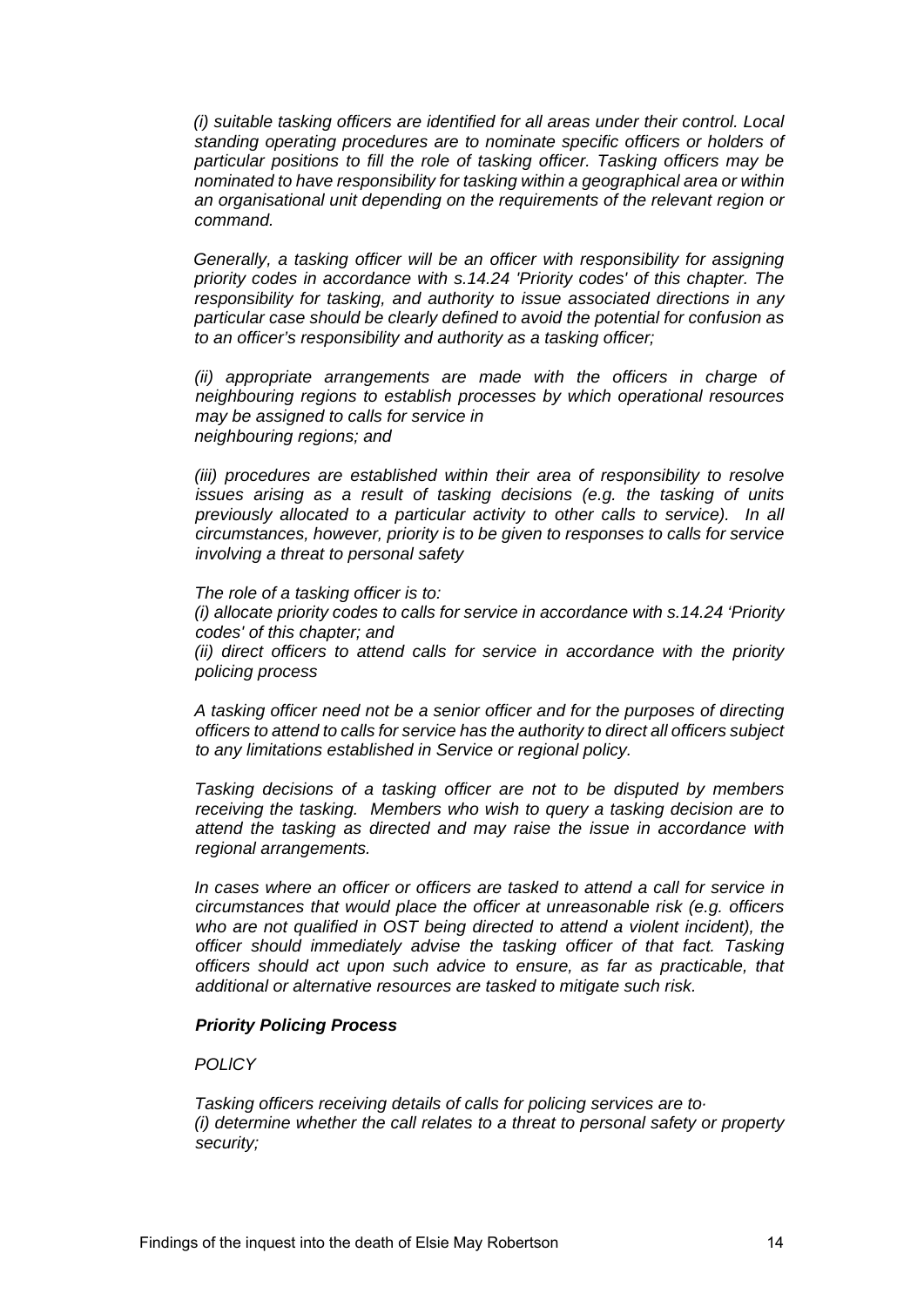*(i) suitable tasking officers are identified for all areas under their control. Local standing operating procedures are to nominate specific officers or holders of particular positions to fill the role of tasking officer. Tasking officers may be nominated to have responsibility for tasking within a geographical area or within an organisational unit depending on the requirements of the relevant region or command.*

*Generally, a tasking officer will be an officer with responsibility for assigning priority codes in accordance with s.14.24 'Priority codes' of this chapter. The responsibility for tasking, and authority to issue associated directions in any particular case should be clearly defined to avoid the potential for confusion as to an officer's responsibility and authority as a tasking officer;*

*(ii) appropriate arrangements are made with the officers in charge of neighbouring regions to establish processes by which operational resources may be assigned to calls for service in neighbouring regions; and*

*(iii) procedures are established within their area of responsibility to resolve issues arising as a result of tasking decisions (e.g. the tasking of units previously allocated to a particular activity to other calls to service). In all circumstances, however, priority is to be given to responses to calls for service involving a threat to personal safety*

*The role of a tasking officer is to:*
*(i) allocate priority codes to calls for service in accordance with s.14.24 'Priority codes' of this chapter; and*
*(ii) direct officers to attend calls for service in accordance with the priority policing process*

*A tasking officer need not be a senior officer and for the purposes of directing officers to attend to calls for service has the authority to direct all officers subject to any limitations established in Service or regional policy.*

*Tasking decisions of a tasking officer are not to be disputed by members receiving the tasking. Members who wish to query a tasking decision are to attend the tasking as directed and may raise the issue in accordance with regional arrangements.*

*In cases where an officer or officers are tasked to attend a call for service in circumstances that would place the officer at unreasonable risk (e.g. officers who are not qualified in OST being directed to attend a violent incident), the officer should immediately advise the tasking officer of that fact. Tasking officers should act upon such advice to ensure, as far as practicable, that additional or alternative resources are tasked to mitigate such risk.*

***Priority Policing Process***

*POLICY*

*Tasking officers receiving details of calls for policing services are to·*
*(i) determine whether the call relates to a threat to personal safety or property security;*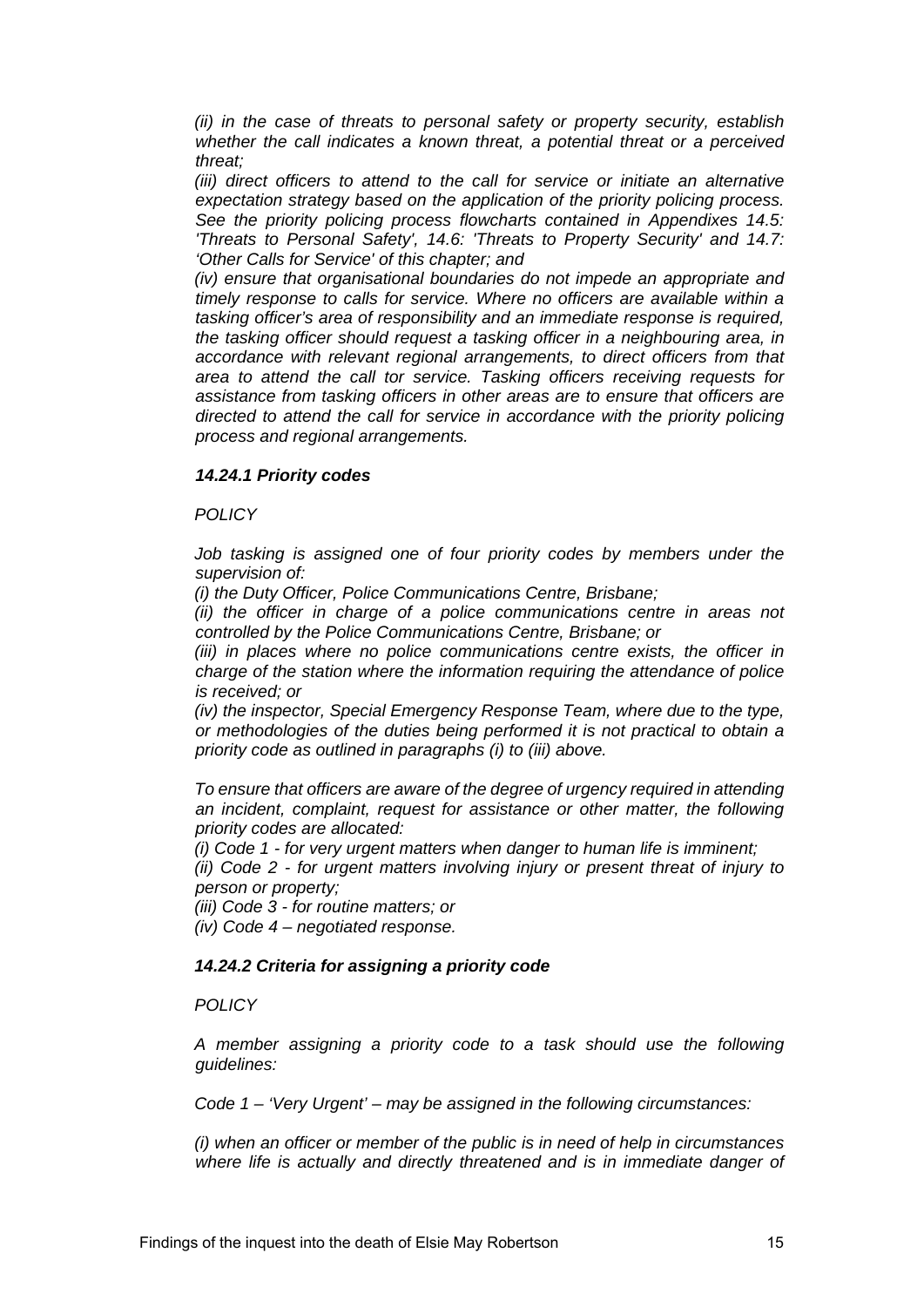*(ii) in the case of threats to personal safety or property security, establish whether the call indicates a known threat, a potential threat or a perceived threat;*

*(iii) direct officers to attend to the call for service or initiate an alternative expectation strategy based on the application of the priority policing process. See the priority policing process flowcharts contained in Appendixes 14.5: 'Threats to Personal Safety', 14.6: 'Threats to Property Security' and 14.7: 'Other Calls for Service' of this chapter; and*

*(iv) ensure that organisational boundaries do not impede an appropriate and timely response to calls for service. Where no officers are available within a tasking officer's area of responsibility and an immediate response is required, the tasking officer should request a tasking officer in a neighbouring area, in accordance with relevant regional arrangements, to direct officers from that area to attend the call tor service. Tasking officers receiving requests for assistance from tasking officers in other areas are to ensure that officers are directed to attend the call for service in accordance with the priority policing process and regional arrangements.*

### *14.24.1 Priority codes*

*POLICY*

*Job tasking is assigned one of four priority codes by members under the supervision of:*

*(i) the Duty Officer, Police Communications Centre, Brisbane;*

*(ii) the officer in charge of a police communications centre in areas not controlled by the Police Communications Centre, Brisbane; or*

*(iii) in places where no police communications centre exists, the officer in charge of the station where the information requiring the attendance of police is received; or*

*(iv) the inspector, Special Emergency Response Team, where due to the type, or methodologies of the duties being performed it is not practical to obtain a priority code as outlined in paragraphs (i) to (iii) above.*

*To ensure that officers are aware of the degree of urgency required in attending an incident, complaint, request for assistance or other matter, the following priority codes are allocated:*

*(i) Code 1 - for very urgent matters when danger to human life is imminent;*

*(ii) Code 2 - for urgent matters involving injury or present threat of injury to person or property;*

*(iii) Code 3 - for routine matters; or*

*(iv) Code 4 – negotiated response.*

### *14.24.2 Criteria for assigning a priority code*

*POLICY*

*A member assigning a priority code to a task should use the following guidelines:*

*Code 1 – 'Very Urgent' – may be assigned in the following circumstances:*

*(i) when an officer or member of the public is in need of help in circumstances where life is actually and directly threatened and is in immediate danger of*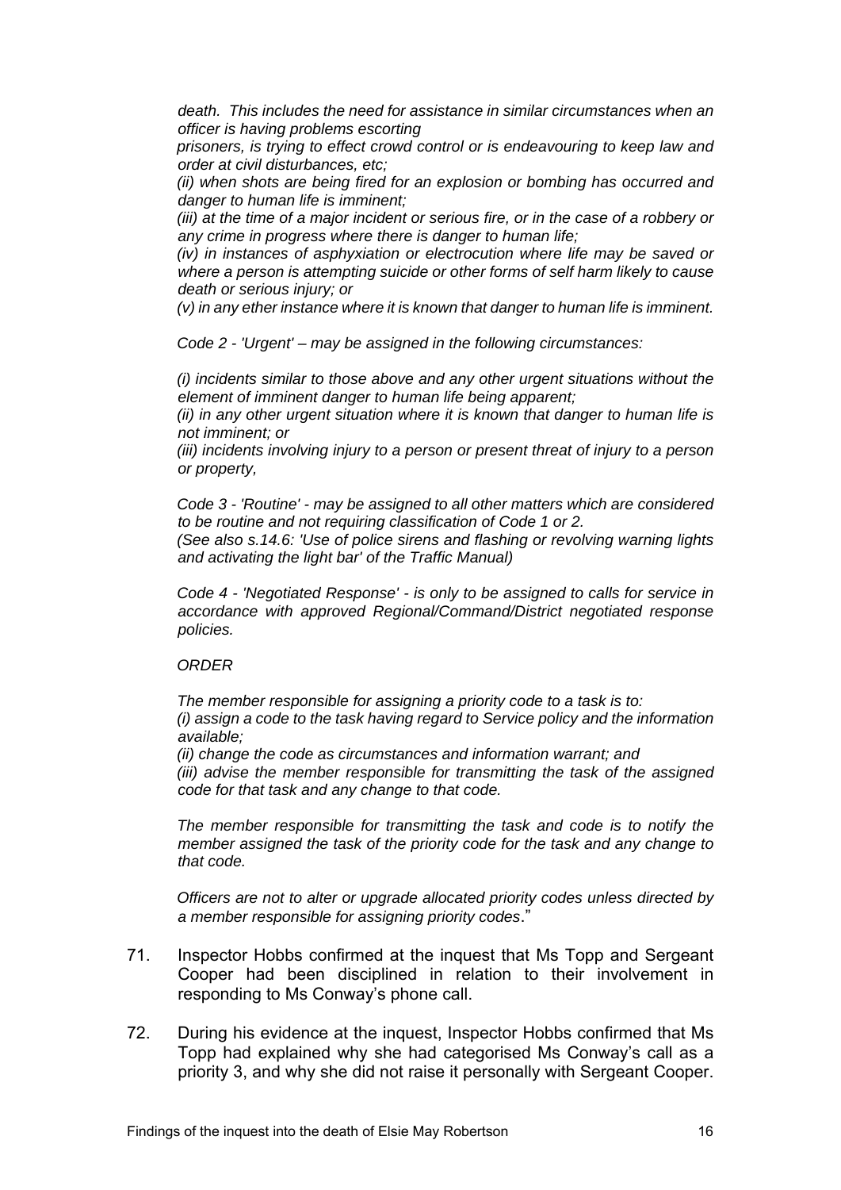*death. This includes the need for assistance in similar circumstances when an officer is having problems escorting prisoners, is trying to effect crowd control or is endeavouring to keep law and order at civil disturbances, etc;*

*(ii) when shots are being fired for an explosion or bombing has occurred and danger to human life is imminent;*

*(iii) at the time of a major incident or serious fire, or in the case of a robbery or any crime in progress where there is danger to human life;*

*(iv) in instances of asphyxiation or electrocution where life may be saved or where a person is attempting suicide or other forms of self harm likely to cause death or serious injury; or*

*(v) in any ether instance where it is known that danger to human life is imminent.*

*Code 2 - 'Urgent' – may be assigned in the following circumstances:*

*(i) incidents similar to those above and any other urgent situations without the element of imminent danger to human life being apparent;*

*(ii) in any other urgent situation where it is known that danger to human life is not imminent; or*

*(iii) incidents involving injury to a person or present threat of injury to a person or property,*

*Code 3 - 'Routine' - may be assigned to all other matters which are considered to be routine and not requiring classification of Code 1 or 2.*
*(See also s.14.6: 'Use of police sirens and flashing or revolving warning lights and activating the light bar' of the Traffic Manual)*

*Code 4 - 'Negotiated Response' - is only to be assigned to calls for service in accordance with approved Regional/Command/District negotiated response policies.*

*ORDER*

*The member responsible for assigning a priority code to a task is to:*
*(i) assign a code to the task having regard to Service policy and the information available;*
*(ii) change the code as circumstances and information warrant; and*
*(iii) advise the member responsible for transmitting the task of the assigned code for that task and any change to that code.*

*The member responsible for transmitting the task and code is to notify the member assigned the task of the priority code for the task and any change to that code.*

*Officers are not to alter or upgrade allocated priority codes unless directed by a member responsible for assigning priority codes*."

71. Inspector Hobbs confirmed at the inquest that Ms Topp and Sergeant Cooper had been disciplined in relation to their involvement in responding to Ms Conway's phone call.

72. During his evidence at the inquest, Inspector Hobbs confirmed that Ms Topp had explained why she had categorised Ms Conway's call as a priority 3, and why she did not raise it personally with Sergeant Cooper.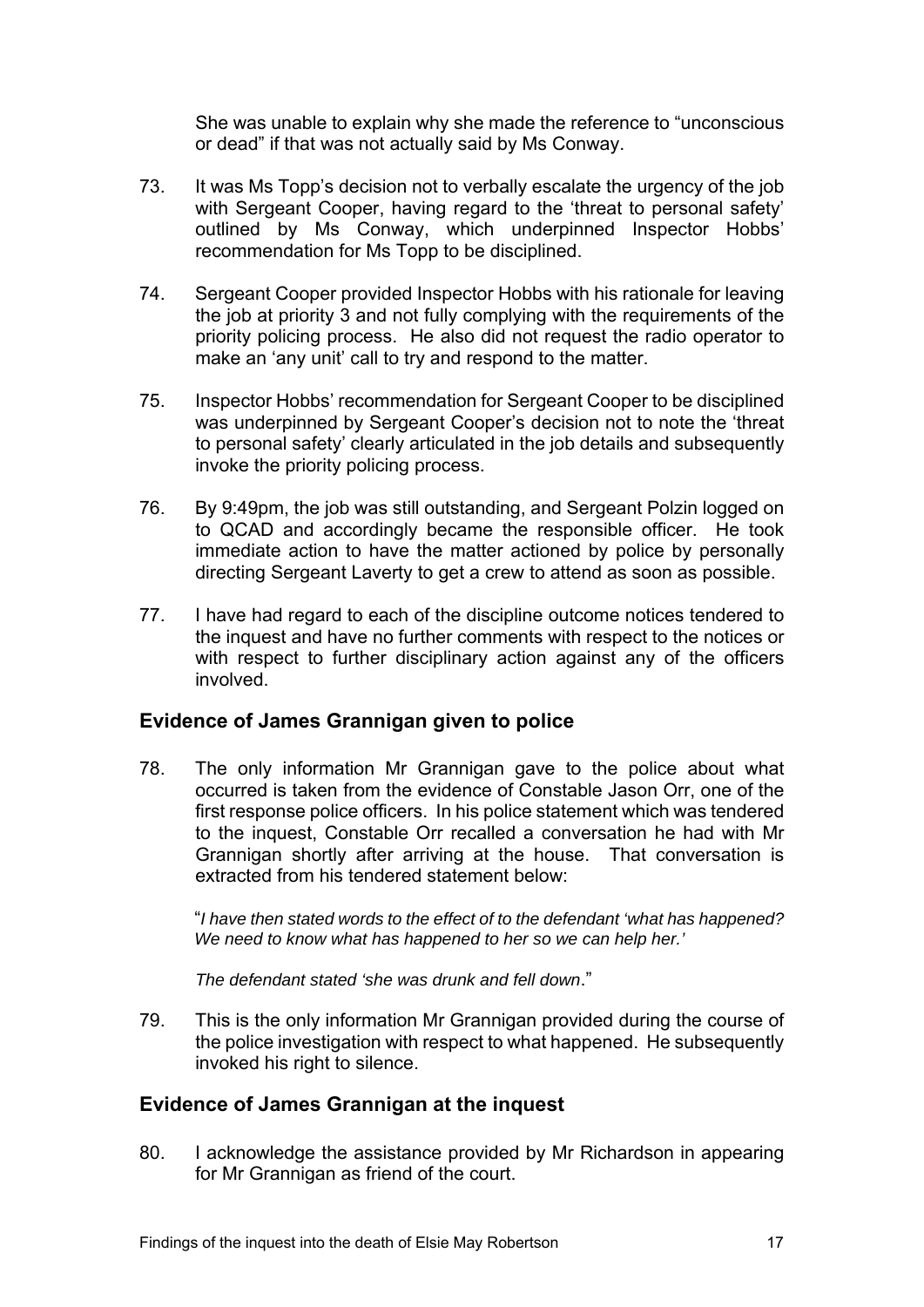She was unable to explain why she made the reference to "unconscious or dead" if that was not actually said by Ms Conway.

73. It was Ms Topp's decision not to verbally escalate the urgency of the job with Sergeant Cooper, having regard to the 'threat to personal safety' outlined by Ms Conway, which underpinned Inspector Hobbs' recommendation for Ms Topp to be disciplined.

74. Sergeant Cooper provided Inspector Hobbs with his rationale for leaving the job at priority 3 and not fully complying with the requirements of the priority policing process. He also did not request the radio operator to make an 'any unit' call to try and respond to the matter.

75. Inspector Hobbs' recommendation for Sergeant Cooper to be disciplined was underpinned by Sergeant Cooper's decision not to note the 'threat to personal safety' clearly articulated in the job details and subsequently invoke the priority policing process.

76. By 9:49pm, the job was still outstanding, and Sergeant Polzin logged on to QCAD and accordingly became the responsible officer. He took immediate action to have the matter actioned by police by personally directing Sergeant Laverty to get a crew to attend as soon as possible.

77. I have had regard to each of the discipline outcome notices tendered to the inquest and have no further comments with respect to the notices or with respect to further disciplinary action against any of the officers involved.

## Evidence of James Grannigan given to police

78. The only information Mr Grannigan gave to the police about what occurred is taken from the evidence of Constable Jason Orr, one of the first response police officers. In his police statement which was tendered to the inquest, Constable Orr recalled a conversation he had with Mr Grannigan shortly after arriving at the house. That conversation is extracted from his tendered statement below:

> "*I have then stated words to the effect of to the defendant 'what has happened? We need to know what has happened to her so we can help her.'*
>
> *The defendant stated 'she was drunk and fell down*."

79. This is the only information Mr Grannigan provided during the course of the police investigation with respect to what happened. He subsequently invoked his right to silence.

## Evidence of James Grannigan at the inquest

80. I acknowledge the assistance provided by Mr Richardson in appearing for Mr Grannigan as friend of the court.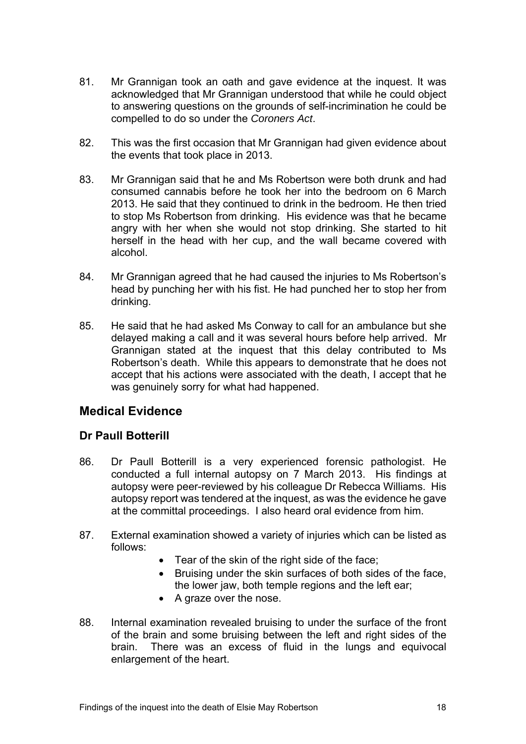81. Mr Grannigan took an oath and gave evidence at the inquest. It was acknowledged that Mr Grannigan understood that while he could object to answering questions on the grounds of self-incrimination he could be compelled to do so under the *Coroners Act*.

82. This was the first occasion that Mr Grannigan had given evidence about the events that took place in 2013.

83. Mr Grannigan said that he and Ms Robertson were both drunk and had consumed cannabis before he took her into the bedroom on 6 March 2013. He said that they continued to drink in the bedroom. He then tried to stop Ms Robertson from drinking. His evidence was that he became angry with her when she would not stop drinking. She started to hit herself in the head with her cup, and the wall became covered with alcohol.

84. Mr Grannigan agreed that he had caused the injuries to Ms Robertson's head by punching her with his fist. He had punched her to stop her from drinking.

85. He said that he had asked Ms Conway to call for an ambulance but she delayed making a call and it was several hours before help arrived. Mr Grannigan stated at the inquest that this delay contributed to Ms Robertson's death. While this appears to demonstrate that he does not accept that his actions were associated with the death, I accept that he was genuinely sorry for what had happened.

## Medical Evidence

### Dr Paull Botterill

86. Dr Paull Botterill is a very experienced forensic pathologist. He conducted a full internal autopsy on 7 March 2013. His findings at autopsy were peer-reviewed by his colleague Dr Rebecca Williams. His autopsy report was tendered at the inquest, as was the evidence he gave at the committal proceedings. I also heard oral evidence from him.

87. External examination showed a variety of injuries which can be listed as follows:
    - Tear of the skin of the right side of the face;
    - Bruising under the skin surfaces of both sides of the face, the lower jaw, both temple regions and the left ear;
    - A graze over the nose.

88. Internal examination revealed bruising to under the surface of the front of the brain and some bruising between the left and right sides of the brain. There was an excess of fluid in the lungs and equivocal enlargement of the heart.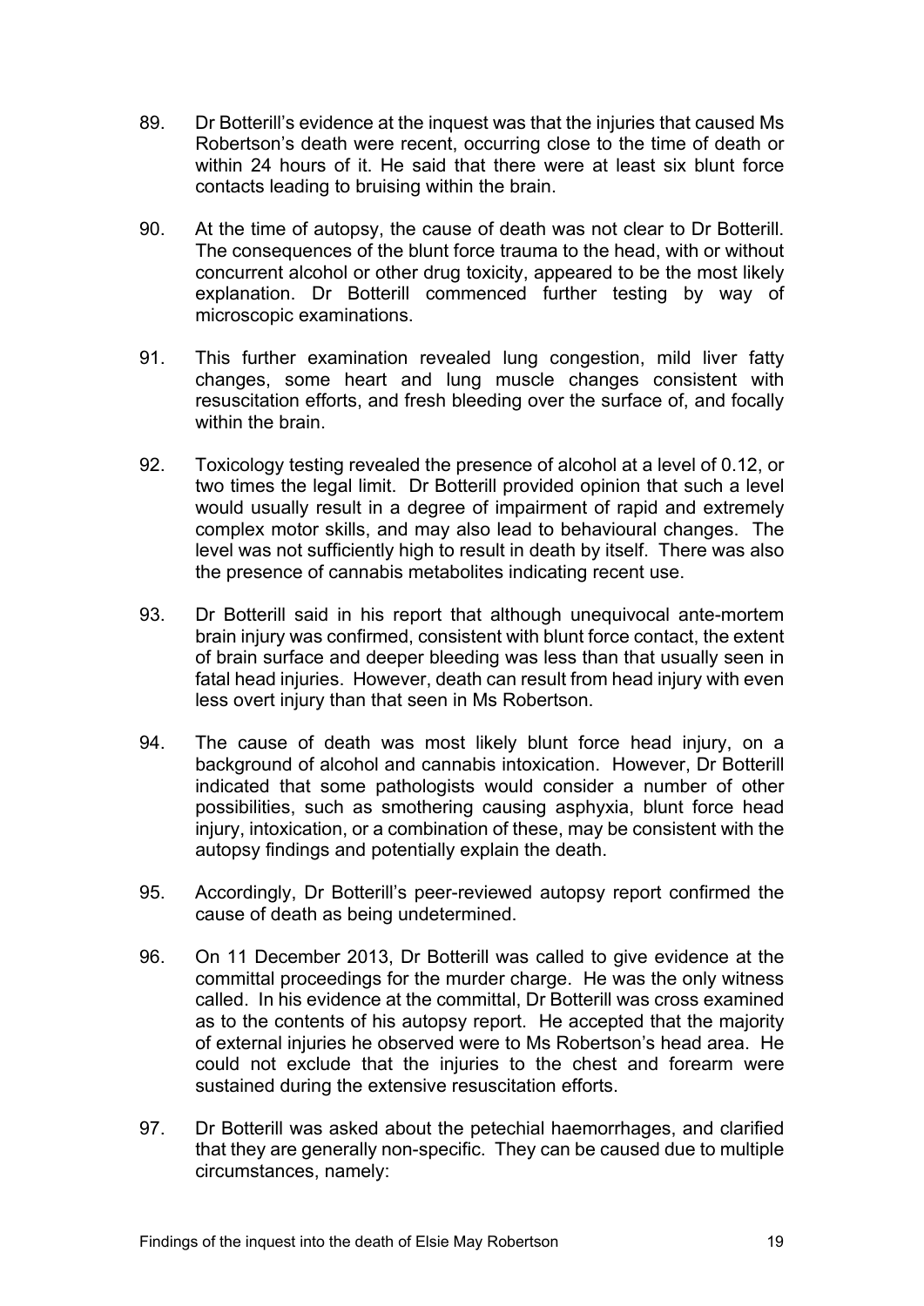89. Dr Botterill's evidence at the inquest was that the injuries that caused Ms Robertson's death were recent, occurring close to the time of death or within 24 hours of it. He said that there were at least six blunt force contacts leading to bruising within the brain.

90. At the time of autopsy, the cause of death was not clear to Dr Botterill. The consequences of the blunt force trauma to the head, with or without concurrent alcohol or other drug toxicity, appeared to be the most likely explanation. Dr Botterill commenced further testing by way of microscopic examinations.

91. This further examination revealed lung congestion, mild liver fatty changes, some heart and lung muscle changes consistent with resuscitation efforts, and fresh bleeding over the surface of, and focally within the brain.

92. Toxicology testing revealed the presence of alcohol at a level of 0.12, or two times the legal limit. Dr Botterill provided opinion that such a level would usually result in a degree of impairment of rapid and extremely complex motor skills, and may also lead to behavioural changes. The level was not sufficiently high to result in death by itself. There was also the presence of cannabis metabolites indicating recent use.

93. Dr Botterill said in his report that although unequivocal ante-mortem brain injury was confirmed, consistent with blunt force contact, the extent of brain surface and deeper bleeding was less than that usually seen in fatal head injuries. However, death can result from head injury with even less overt injury than that seen in Ms Robertson.

94. The cause of death was most likely blunt force head injury, on a background of alcohol and cannabis intoxication. However, Dr Botterill indicated that some pathologists would consider a number of other possibilities, such as smothering causing asphyxia, blunt force head injury, intoxication, or a combination of these, may be consistent with the autopsy findings and potentially explain the death.

95. Accordingly, Dr Botterill's peer-reviewed autopsy report confirmed the cause of death as being undetermined.

96. On 11 December 2013, Dr Botterill was called to give evidence at the committal proceedings for the murder charge. He was the only witness called. In his evidence at the committal, Dr Botterill was cross examined as to the contents of his autopsy report. He accepted that the majority of external injuries he observed were to Ms Robertson's head area. He could not exclude that the injuries to the chest and forearm were sustained during the extensive resuscitation efforts.

97. Dr Botterill was asked about the petechial haemorrhages, and clarified that they are generally non-specific. They can be caused due to multiple circumstances, namely: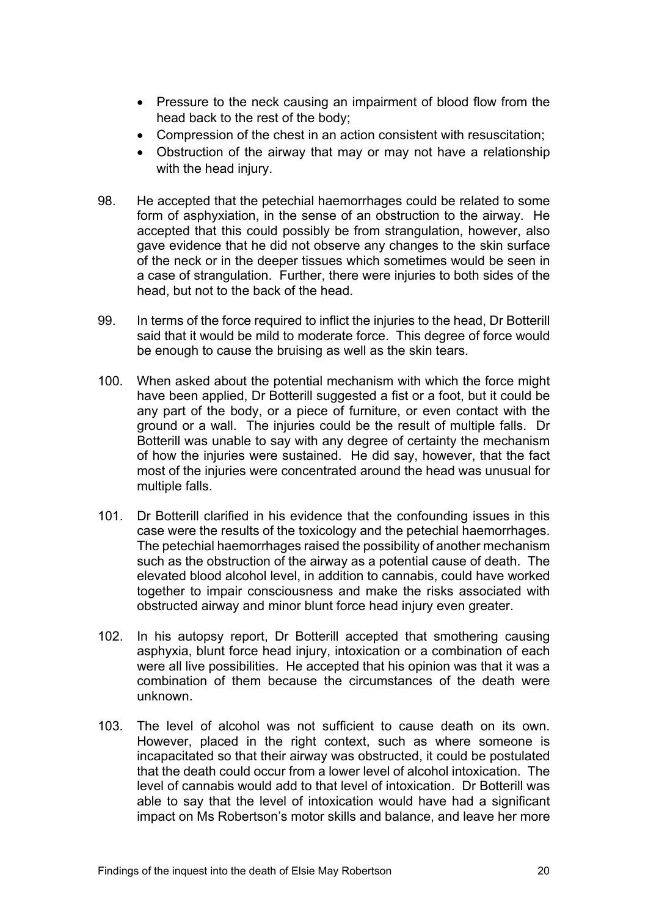- Pressure to the neck causing an impairment of blood flow from the head back to the rest of the body;
- Compression of the chest in an action consistent with resuscitation;
- Obstruction of the airway that may or may not have a relationship with the head injury.

98. He accepted that the petechial haemorrhages could be related to some form of asphyxiation, in the sense of an obstruction to the airway. He accepted that this could possibly be from strangulation, however, also gave evidence that he did not observe any changes to the skin surface of the neck or in the deeper tissues which sometimes would be seen in a case of strangulation. Further, there were injuries to both sides of the head, but not to the back of the head.

99. In terms of the force required to inflict the injuries to the head, Dr Botterill said that it would be mild to moderate force. This degree of force would be enough to cause the bruising as well as the skin tears.

100. When asked about the potential mechanism with which the force might have been applied, Dr Botterill suggested a fist or a foot, but it could be any part of the body, or a piece of furniture, or even contact with the ground or a wall. The injuries could be the result of multiple falls. Dr Botterill was unable to say with any degree of certainty the mechanism of how the injuries were sustained. He did say, however, that the fact most of the injuries were concentrated around the head was unusual for multiple falls.

101. Dr Botterill clarified in his evidence that the confounding issues in this case were the results of the toxicology and the petechial haemorrhages. The petechial haemorrhages raised the possibility of another mechanism such as the obstruction of the airway as a potential cause of death. The elevated blood alcohol level, in addition to cannabis, could have worked together to impair consciousness and make the risks associated with obstructed airway and minor blunt force head injury even greater.

102. In his autopsy report, Dr Botterill accepted that smothering causing asphyxia, blunt force head injury, intoxication or a combination of each were all live possibilities. He accepted that his opinion was that it was a combination of them because the circumstances of the death were unknown.

103. The level of alcohol was not sufficient to cause death on its own. However, placed in the right context, such as where someone is incapacitated so that their airway was obstructed, it could be postulated that the death could occur from a lower level of alcohol intoxication. The level of cannabis would add to that level of intoxication. Dr Botterill was able to say that the level of intoxication would have had a significant impact on Ms Robertson's motor skills and balance, and leave her more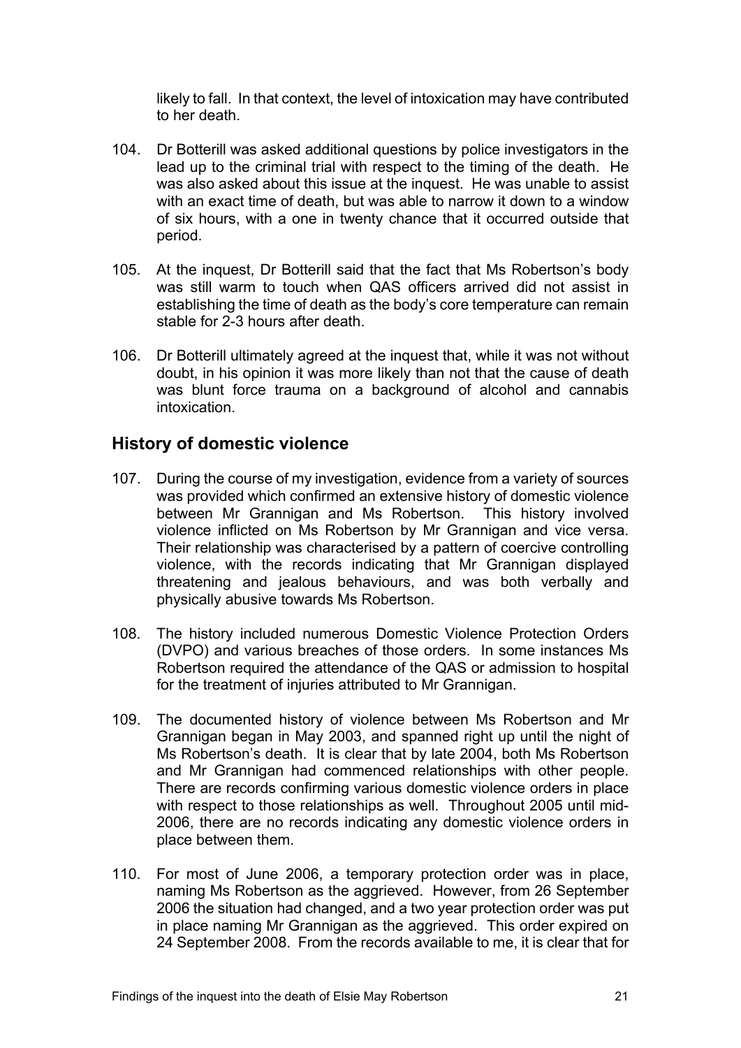likely to fall. In that context, the level of intoxication may have contributed to her death.

104. Dr Botterill was asked additional questions by police investigators in the lead up to the criminal trial with respect to the timing of the death. He was also asked about this issue at the inquest. He was unable to assist with an exact time of death, but was able to narrow it down to a window of six hours, with a one in twenty chance that it occurred outside that period.

105. At the inquest, Dr Botterill said that the fact that Ms Robertson's body was still warm to touch when QAS officers arrived did not assist in establishing the time of death as the body's core temperature can remain stable for 2-3 hours after death.

106. Dr Botterill ultimately agreed at the inquest that, while it was not without doubt, in his opinion it was more likely than not that the cause of death was blunt force trauma on a background of alcohol and cannabis intoxication.

## History of domestic violence

107. During the course of my investigation, evidence from a variety of sources was provided which confirmed an extensive history of domestic violence between Mr Grannigan and Ms Robertson. This history involved violence inflicted on Ms Robertson by Mr Grannigan and vice versa. Their relationship was characterised by a pattern of coercive controlling violence, with the records indicating that Mr Grannigan displayed threatening and jealous behaviours, and was both verbally and physically abusive towards Ms Robertson.

108. The history included numerous Domestic Violence Protection Orders (DVPO) and various breaches of those orders. In some instances Ms Robertson required the attendance of the QAS or admission to hospital for the treatment of injuries attributed to Mr Grannigan.

109. The documented history of violence between Ms Robertson and Mr Grannigan began in May 2003, and spanned right up until the night of Ms Robertson's death. It is clear that by late 2004, both Ms Robertson and Mr Grannigan had commenced relationships with other people. There are records confirming various domestic violence orders in place with respect to those relationships as well. Throughout 2005 until mid-2006, there are no records indicating any domestic violence orders in place between them.

110. For most of June 2006, a temporary protection order was in place, naming Ms Robertson as the aggrieved. However, from 26 September 2006 the situation had changed, and a two year protection order was put in place naming Mr Grannigan as the aggrieved. This order expired on 24 September 2008. From the records available to me, it is clear that for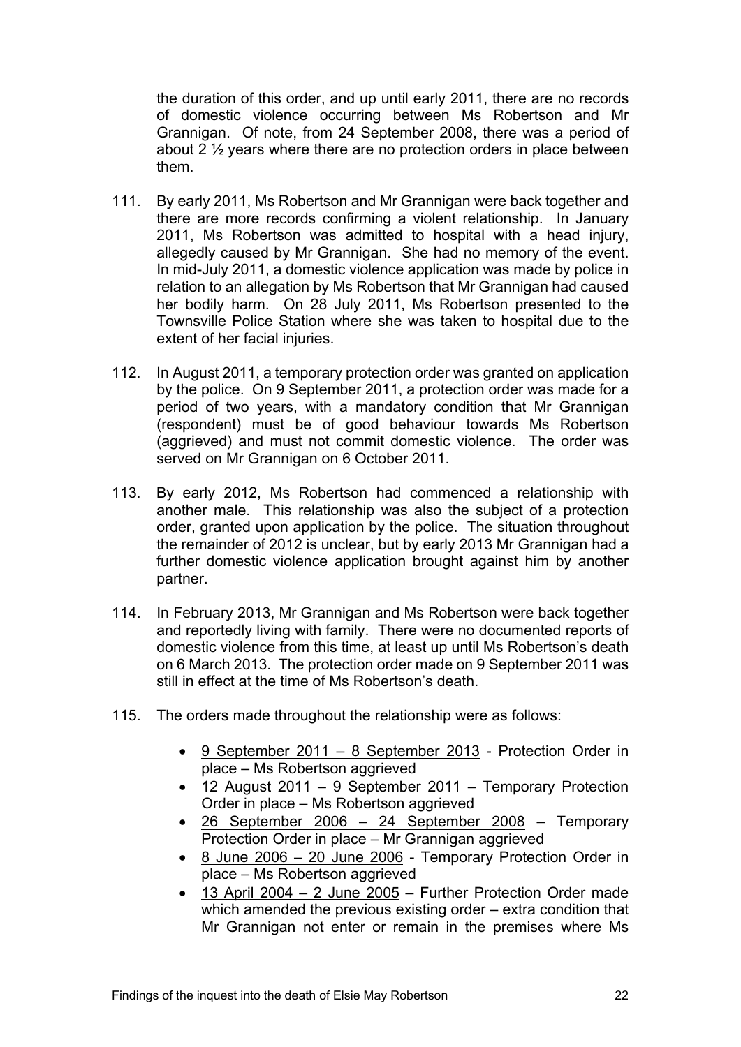the duration of this order, and up until early 2011, there are no records of domestic violence occurring between Ms Robertson and Mr Grannigan. Of note, from 24 September 2008, there was a period of about 2 ½ years where there are no protection orders in place between them.

111. By early 2011, Ms Robertson and Mr Grannigan were back together and there are more records confirming a violent relationship. In January 2011, Ms Robertson was admitted to hospital with a head injury, allegedly caused by Mr Grannigan. She had no memory of the event. In mid-July 2011, a domestic violence application was made by police in relation to an allegation by Ms Robertson that Mr Grannigan had caused her bodily harm. On 28 July 2011, Ms Robertson presented to the Townsville Police Station where she was taken to hospital due to the extent of her facial injuries.

112. In August 2011, a temporary protection order was granted on application by the police. On 9 September 2011, a protection order was made for a period of two years, with a mandatory condition that Mr Grannigan (respondent) must be of good behaviour towards Ms Robertson (aggrieved) and must not commit domestic violence. The order was served on Mr Grannigan on 6 October 2011.

113. By early 2012, Ms Robertson had commenced a relationship with another male. This relationship was also the subject of a protection order, granted upon application by the police. The situation throughout the remainder of 2012 is unclear, but by early 2013 Mr Grannigan had a further domestic violence application brought against him by another partner.

114. In February 2013, Mr Grannigan and Ms Robertson were back together and reportedly living with family. There were no documented reports of domestic violence from this time, at least up until Ms Robertson's death on 6 March 2013. The protection order made on 9 September 2011 was still in effect at the time of Ms Robertson's death.

115. The orders made throughout the relationship were as follows:

- 9 September 2011 – 8 September 2013 - Protection Order in place – Ms Robertson aggrieved
- 12 August 2011 – 9 September 2011 – Temporary Protection Order in place – Ms Robertson aggrieved
- 26 September 2006 – 24 September 2008 – Temporary Protection Order in place – Mr Grannigan aggrieved
- 8 June 2006 – 20 June 2006 - Temporary Protection Order in place – Ms Robertson aggrieved
- 13 April 2004 – 2 June 2005 – Further Protection Order made which amended the previous existing order – extra condition that Mr Grannigan not enter or remain in the premises where Ms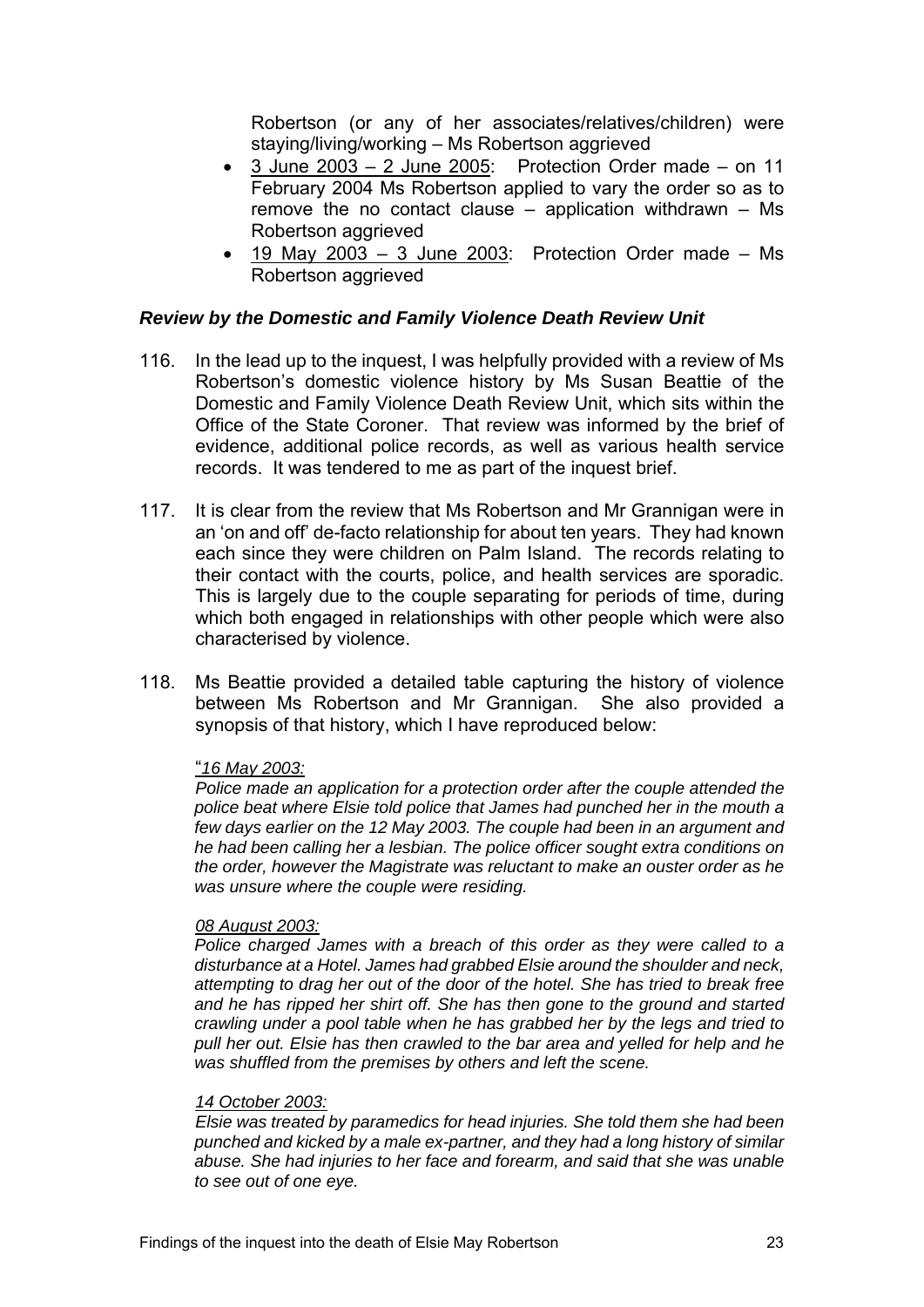Robertson (or any of her associates/relatives/children) were staying/living/working – Ms Robertson aggrieved

- 3 June 2003 – 2 June 2005: Protection Order made – on 11 February 2004 Ms Robertson applied to vary the order so as to remove the no contact clause – application withdrawn – Ms Robertson aggrieved
- 19 May 2003 – 3 June 2003: Protection Order made – Ms Robertson aggrieved

### *Review by the Domestic and Family Violence Death Review Unit*

116. In the lead up to the inquest, I was helpfully provided with a review of Ms Robertson's domestic violence history by Ms Susan Beattie of the Domestic and Family Violence Death Review Unit, which sits within the Office of the State Coroner. That review was informed by the brief of evidence, additional police records, as well as various health service records. It was tendered to me as part of the inquest brief.

117. It is clear from the review that Ms Robertson and Mr Grannigan were in an 'on and off' de-facto relationship for about ten years. They had known each since they were children on Palm Island. The records relating to their contact with the courts, police, and health services are sporadic. This is largely due to the couple separating for periods of time, during which both engaged in relationships with other people which were also characterised by violence.

118. Ms Beattie provided a detailed table capturing the history of violence between Ms Robertson and Mr Grannigan. She also provided a synopsis of that history, which I have reproduced below:

"*16 May 2003:*

*Police made an application for a protection order after the couple attended the police beat where Elsie told police that James had punched her in the mouth a few days earlier on the 12 May 2003. The couple had been in an argument and he had been calling her a lesbian. The police officer sought extra conditions on the order, however the Magistrate was reluctant to make an ouster order as he was unsure where the couple were residing.*

*08 August 2003:*

*Police charged James with a breach of this order as they were called to a disturbance at a Hotel. James had grabbed Elsie around the shoulder and neck, attempting to drag her out of the door of the hotel. She has tried to break free and he has ripped her shirt off. She has then gone to the ground and started crawling under a pool table when he has grabbed her by the legs and tried to pull her out. Elsie has then crawled to the bar area and yelled for help and he was shuffled from the premises by others and left the scene.*

*14 October 2003:*

*Elsie was treated by paramedics for head injuries. She told them she had been punched and kicked by a male ex-partner, and they had a long history of similar abuse. She had injuries to her face and forearm, and said that she was unable to see out of one eye.*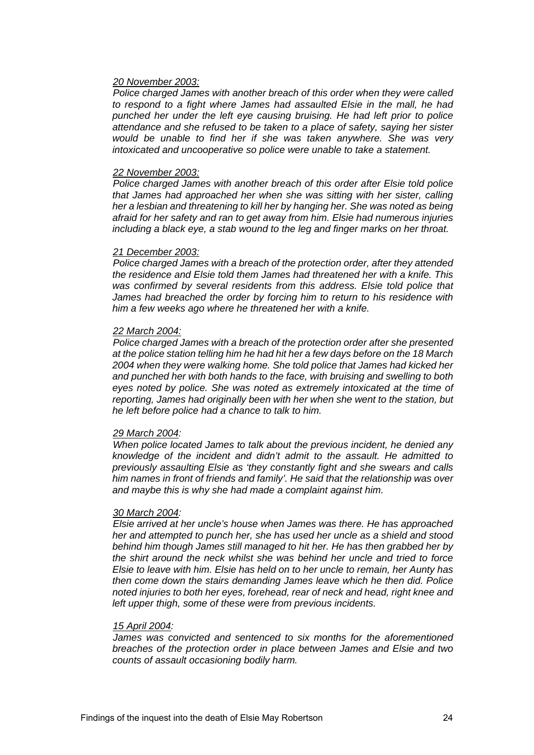*20 November 2003:*

*Police charged James with another breach of this order when they were called to respond to a fight where James had assaulted Elsie in the mall, he had punched her under the left eye causing bruising. He had left prior to police attendance and she refused to be taken to a place of safety, saying her sister would be unable to find her if she was taken anywhere. She was very intoxicated and uncooperative so police were unable to take a statement.*

*22 November 2003:*

*Police charged James with another breach of this order after Elsie told police that James had approached her when she was sitting with her sister, calling her a lesbian and threatening to kill her by hanging her. She was noted as being afraid for her safety and ran to get away from him. Elsie had numerous injuries including a black eye, a stab wound to the leg and finger marks on her throat.*

*21 December 2003:*

*Police charged James with a breach of the protection order, after they attended the residence and Elsie told them James had threatened her with a knife. This was confirmed by several residents from this address. Elsie told police that James had breached the order by forcing him to return to his residence with him a few weeks ago where he threatened her with a knife.*

*22 March 2004:*

*Police charged James with a breach of the protection order after she presented at the police station telling him he had hit her a few days before on the 18 March 2004 when they were walking home. She told police that James had kicked her and punched her with both hands to the face, with bruising and swelling to both eyes noted by police. She was noted as extremely intoxicated at the time of reporting, James had originally been with her when she went to the station, but he left before police had a chance to talk to him.*

*29 March 2004:*

*When police located James to talk about the previous incident, he denied any knowledge of the incident and didn't admit to the assault. He admitted to previously assaulting Elsie as 'they constantly fight and she swears and calls him names in front of friends and family'. He said that the relationship was over and maybe this is why she had made a complaint against him.*

*30 March 2004:*

*Elsie arrived at her uncle's house when James was there. He has approached her and attempted to punch her, she has used her uncle as a shield and stood behind him though James still managed to hit her. He has then grabbed her by the shirt around the neck whilst she was behind her uncle and tried to force Elsie to leave with him. Elsie has held on to her uncle to remain, her Aunty has then come down the stairs demanding James leave which he then did. Police noted injuries to both her eyes, forehead, rear of neck and head, right knee and left upper thigh, some of these were from previous incidents.*

*15 April 2004:*

*James was convicted and sentenced to six months for the aforementioned breaches of the protection order in place between James and Elsie and two counts of assault occasioning bodily harm.*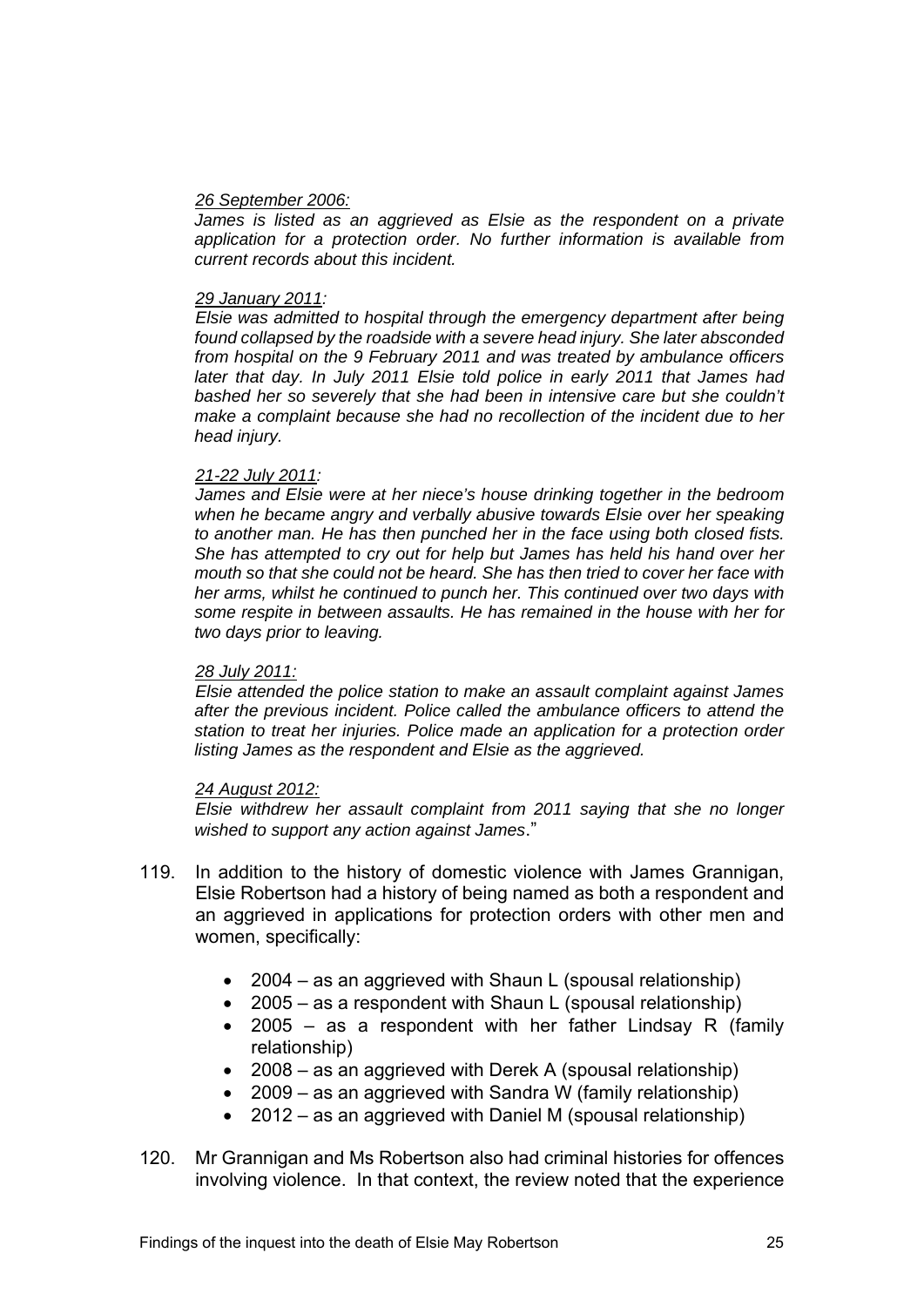*26 September 2006:*

*James is listed as an aggrieved as Elsie as the respondent on a private application for a protection order. No further information is available from current records about this incident.*

*29 January 2011:*

*Elsie was admitted to hospital through the emergency department after being found collapsed by the roadside with a severe head injury. She later absconded from hospital on the 9 February 2011 and was treated by ambulance officers later that day. In July 2011 Elsie told police in early 2011 that James had bashed her so severely that she had been in intensive care but she couldn't make a complaint because she had no recollection of the incident due to her head injury.*

*21-22 July 2011:*

*James and Elsie were at her niece's house drinking together in the bedroom when he became angry and verbally abusive towards Elsie over her speaking to another man. He has then punched her in the face using both closed fists. She has attempted to cry out for help but James has held his hand over her mouth so that she could not be heard. She has then tried to cover her face with her arms, whilst he continued to punch her. This continued over two days with some respite in between assaults. He has remained in the house with her for two days prior to leaving.*

*28 July 2011:*

*Elsie attended the police station to make an assault complaint against James after the previous incident. Police called the ambulance officers to attend the station to treat her injuries. Police made an application for a protection order listing James as the respondent and Elsie as the aggrieved.*

*24 August 2012:*

*Elsie withdrew her assault complaint from 2011 saying that she no longer wished to support any action against James*."

119. In addition to the history of domestic violence with James Grannigan, Elsie Robertson had a history of being named as both a respondent and an aggrieved in applications for protection orders with other men and women, specifically:

    - 2004 – as an aggrieved with Shaun L (spousal relationship)
    - 2005 – as a respondent with Shaun L (spousal relationship)
    - 2005 – as a respondent with her father Lindsay R (family relationship)
    - 2008 – as an aggrieved with Derek A (spousal relationship)
    - 2009 – as an aggrieved with Sandra W (family relationship)
    - 2012 – as an aggrieved with Daniel M (spousal relationship)

120. Mr Grannigan and Ms Robertson also had criminal histories for offences involving violence. In that context, the review noted that the experience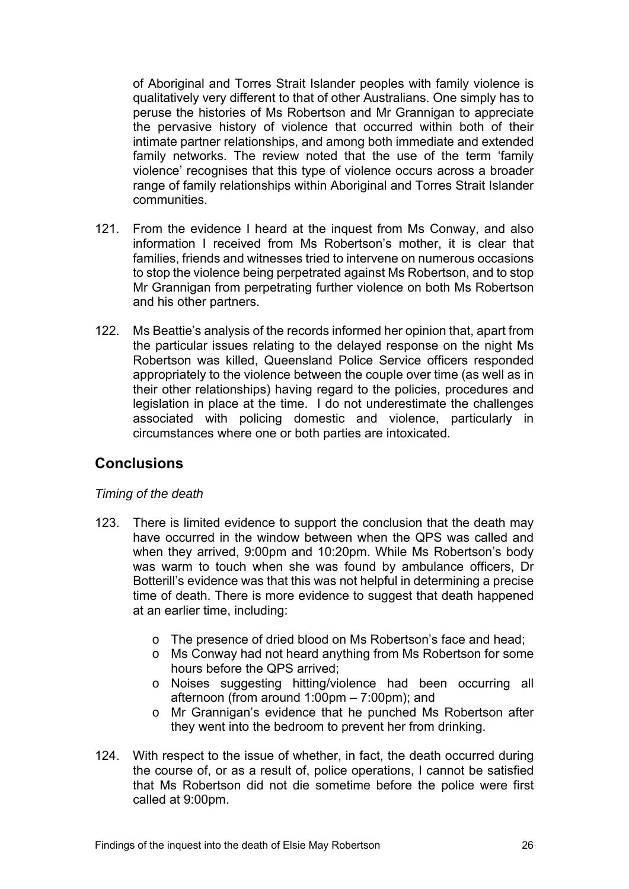of Aboriginal and Torres Strait Islander peoples with family violence is qualitatively very different to that of other Australians. One simply has to peruse the histories of Ms Robertson and Mr Grannigan to appreciate the pervasive history of violence that occurred within both of their intimate partner relationships, and among both immediate and extended family networks. The review noted that the use of the term 'family violence' recognises that this type of violence occurs across a broader range of family relationships within Aboriginal and Torres Strait Islander communities.

121. From the evidence I heard at the inquest from Ms Conway, and also information I received from Ms Robertson's mother, it is clear that families, friends and witnesses tried to intervene on numerous occasions to stop the violence being perpetrated against Ms Robertson, and to stop Mr Grannigan from perpetrating further violence on both Ms Robertson and his other partners.

122. Ms Beattie's analysis of the records informed her opinion that, apart from the particular issues relating to the delayed response on the night Ms Robertson was killed, Queensland Police Service officers responded appropriately to the violence between the couple over time (as well as in their other relationships) having regard to the policies, procedures and legislation in place at the time. I do not underestimate the challenges associated with policing domestic and violence, particularly in circumstances where one or both parties are intoxicated.

## Conclusions

*Timing of the death*

123. There is limited evidence to support the conclusion that the death may have occurred in the window between when the QPS was called and when they arrived, 9:00pm and 10:20pm. While Ms Robertson's body was warm to touch when she was found by ambulance officers, Dr Botterill's evidence was that this was not helpful in determining a precise time of death. There is more evidence to suggest that death happened at an earlier time, including:

    - The presence of dried blood on Ms Robertson's face and head;
    - Ms Conway had not heard anything from Ms Robertson for some hours before the QPS arrived;
    - Noises suggesting hitting/violence had been occurring all afternoon (from around 1:00pm – 7:00pm); and
    - Mr Grannigan's evidence that he punched Ms Robertson after they went into the bedroom to prevent her from drinking.

124. With respect to the issue of whether, in fact, the death occurred during the course of, or as a result of, police operations, I cannot be satisfied that Ms Robertson did not die sometime before the police were first called at 9:00pm.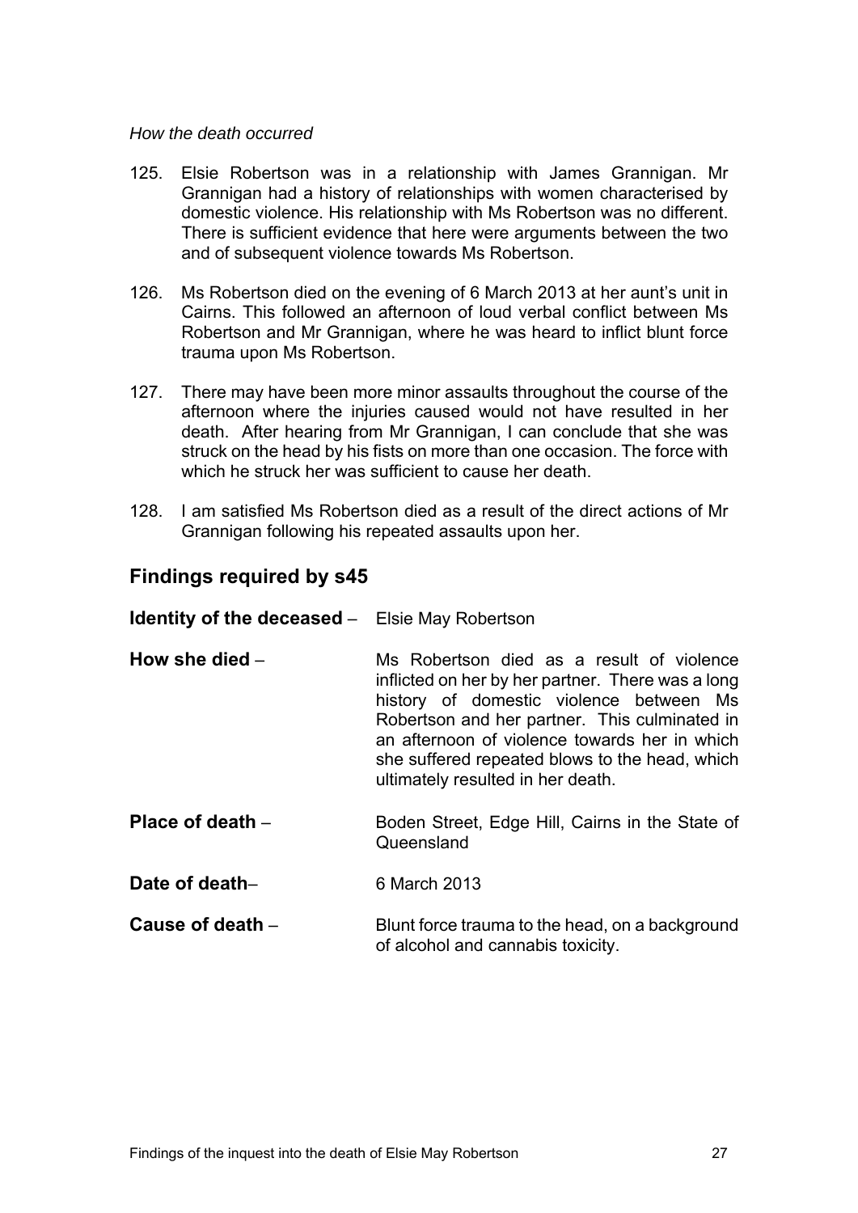*How the death occurred*

125. Elsie Robertson was in a relationship with James Grannigan. Mr Grannigan had a history of relationships with women characterised by domestic violence. His relationship with Ms Robertson was no different. There is sufficient evidence that here were arguments between the two and of subsequent violence towards Ms Robertson.

126. Ms Robertson died on the evening of 6 March 2013 at her aunt's unit in Cairns. This followed an afternoon of loud verbal conflict between Ms Robertson and Mr Grannigan, where he was heard to inflict blunt force trauma upon Ms Robertson.

127. There may have been more minor assaults throughout the course of the afternoon where the injuries caused would not have resulted in her death. After hearing from Mr Grannigan, I can conclude that she was struck on the head by his fists on more than one occasion. The force with which he struck her was sufficient to cause her death.

128. I am satisfied Ms Robertson died as a result of the direct actions of Mr Grannigan following his repeated assaults upon her.

## Findings required by s45

**Identity of the deceased** – Elsie May Robertson

**How she died** – Ms Robertson died as a result of violence inflicted on her by her partner. There was a long history of domestic violence between Ms Robertson and her partner. This culminated in an afternoon of violence towards her in which she suffered repeated blows to the head, which ultimately resulted in her death.

**Place of death** – Boden Street, Edge Hill, Cairns in the State of Queensland

**Date of death**– 6 March 2013

**Cause of death** – Blunt force trauma to the head, on a background of alcohol and cannabis toxicity.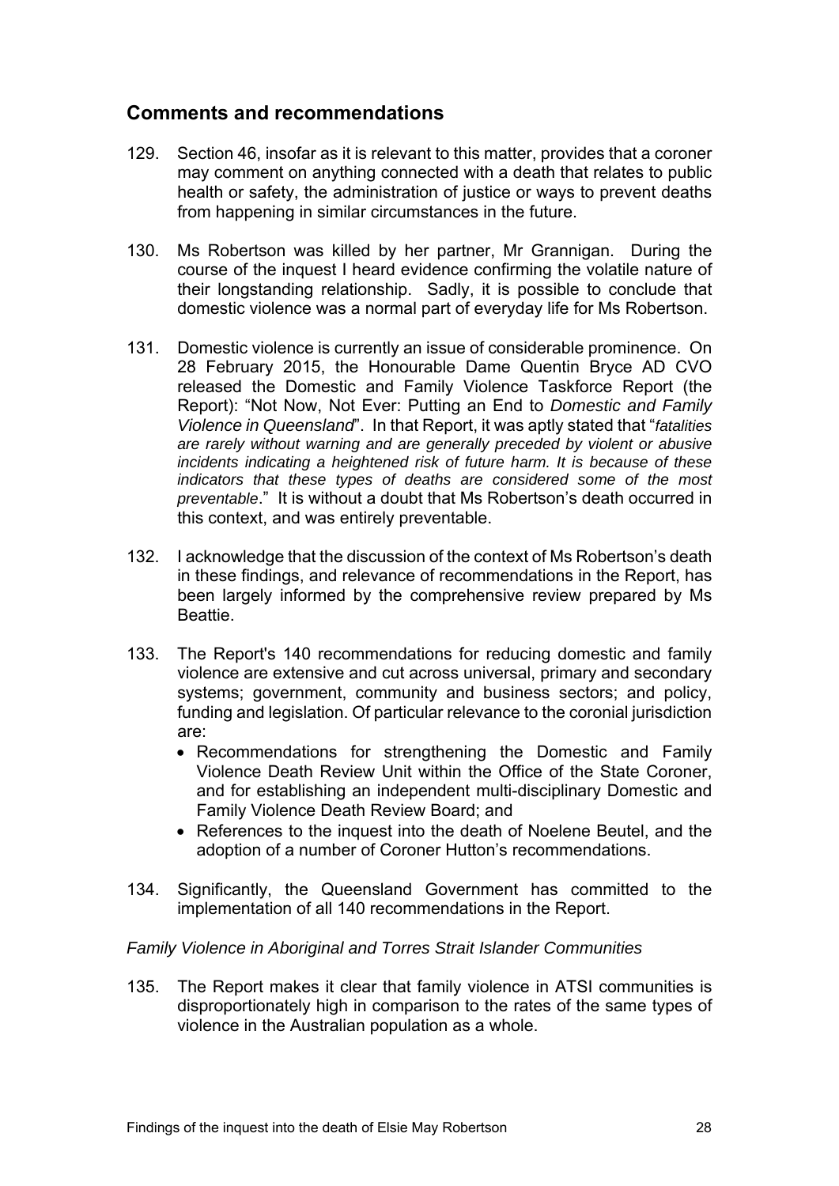## Comments and recommendations

129. Section 46, insofar as it is relevant to this matter, provides that a coroner may comment on anything connected with a death that relates to public health or safety, the administration of justice or ways to prevent deaths from happening in similar circumstances in the future.

130. Ms Robertson was killed by her partner, Mr Grannigan. During the course of the inquest I heard evidence confirming the volatile nature of their longstanding relationship. Sadly, it is possible to conclude that domestic violence was a normal part of everyday life for Ms Robertson.

131. Domestic violence is currently an issue of considerable prominence. On 28 February 2015, the Honourable Dame Quentin Bryce AD CVO released the Domestic and Family Violence Taskforce Report (the Report): "Not Now, Not Ever: Putting an End to *Domestic and Family Violence in Queensland*". In that Report, it was aptly stated that "*fatalities are rarely without warning and are generally preceded by violent or abusive incidents indicating a heightened risk of future harm. It is because of these indicators that these types of deaths are considered some of the most preventable*." It is without a doubt that Ms Robertson's death occurred in this context, and was entirely preventable.

132. I acknowledge that the discussion of the context of Ms Robertson's death in these findings, and relevance of recommendations in the Report, has been largely informed by the comprehensive review prepared by Ms Beattie.

133. The Report's 140 recommendations for reducing domestic and family violence are extensive and cut across universal, primary and secondary systems; government, community and business sectors; and policy, funding and legislation. Of particular relevance to the coronial jurisdiction are:
    - Recommendations for strengthening the Domestic and Family Violence Death Review Unit within the Office of the State Coroner, and for establishing an independent multi-disciplinary Domestic and Family Violence Death Review Board; and
    - References to the inquest into the death of Noelene Beutel, and the adoption of a number of Coroner Hutton's recommendations.

134. Significantly, the Queensland Government has committed to the implementation of all 140 recommendations in the Report.

*Family Violence in Aboriginal and Torres Strait Islander Communities*

135. The Report makes it clear that family violence in ATSI communities is disproportionately high in comparison to the rates of the same types of violence in the Australian population as a whole.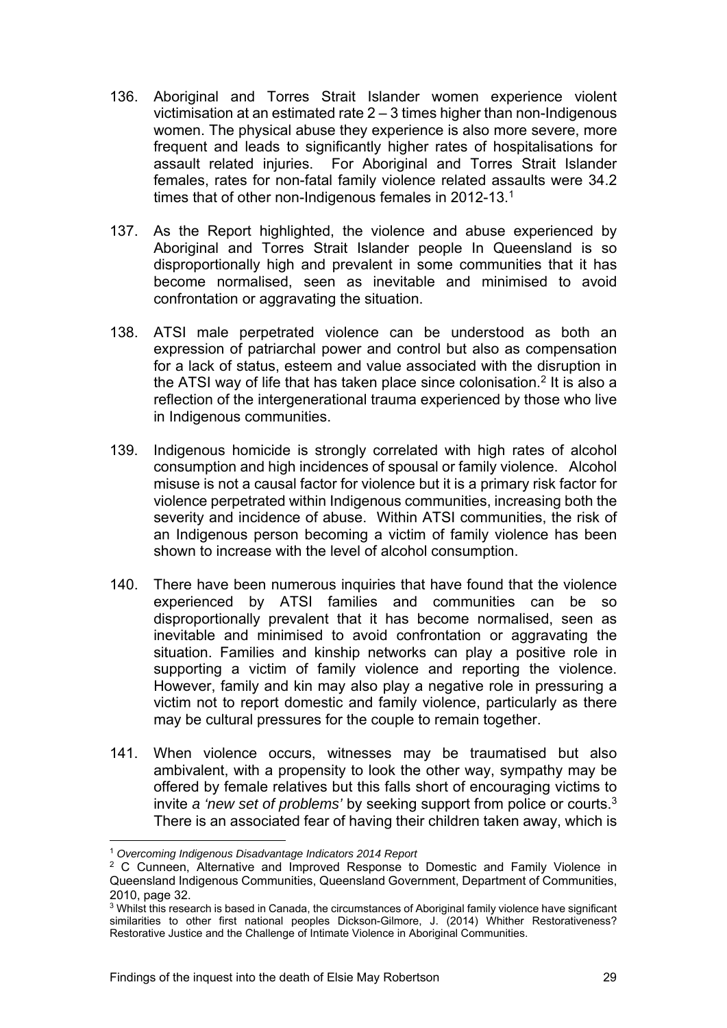136. Aboriginal and Torres Strait Islander women experience violent victimisation at an estimated rate 2 – 3 times higher than non-Indigenous women. The physical abuse they experience is also more severe, more frequent and leads to significantly higher rates of hospitalisations for assault related injuries. For Aboriginal and Torres Strait Islander females, rates for non-fatal family violence related assaults were 34.2 times that of other non-Indigenous females in 2012-13.[1]

137. As the Report highlighted, the violence and abuse experienced by Aboriginal and Torres Strait Islander people In Queensland is so disproportionally high and prevalent in some communities that it has become normalised, seen as inevitable and minimised to avoid confrontation or aggravating the situation.

138. ATSI male perpetrated violence can be understood as both an expression of patriarchal power and control but also as compensation for a lack of status, esteem and value associated with the disruption in the ATSI way of life that has taken place since colonisation.[2] It is also a reflection of the intergenerational trauma experienced by those who live in Indigenous communities.

139. Indigenous homicide is strongly correlated with high rates of alcohol consumption and high incidences of spousal or family violence. Alcohol misuse is not a causal factor for violence but it is a primary risk factor for violence perpetrated within Indigenous communities, increasing both the severity and incidence of abuse. Within ATSI communities, the risk of an Indigenous person becoming a victim of family violence has been shown to increase with the level of alcohol consumption.

140. There have been numerous inquiries that have found that the violence experienced by ATSI families and communities can be so disproportionally prevalent that it has become normalised, seen as inevitable and minimised to avoid confrontation or aggravating the situation. Families and kinship networks can play a positive role in supporting a victim of family violence and reporting the violence. However, family and kin may also play a negative role in pressuring a victim not to report domestic and family violence, particularly as there may be cultural pressures for the couple to remain together.

141. When violence occurs, witnesses may be traumatised but also ambivalent, with a propensity to look the other way, sympathy may be offered by female relatives but this falls short of encouraging victims to invite *a 'new set of problems'* by seeking support from police or courts.[3] There is an associated fear of having their children taken away, which is

---

[1] *Overcoming Indigenous Disadvantage Indicators 2014 Report*

[2] C Cunneen, Alternative and Improved Response to Domestic and Family Violence in Queensland Indigenous Communities, Queensland Government, Department of Communities, 2010, page 32.

[3] Whilst this research is based in Canada, the circumstances of Aboriginal family violence have significant similarities to other first national peoples Dickson-Gilmore, J. (2014) Whither Restorativeness? Restorative Justice and the Challenge of Intimate Violence in Aboriginal Communities.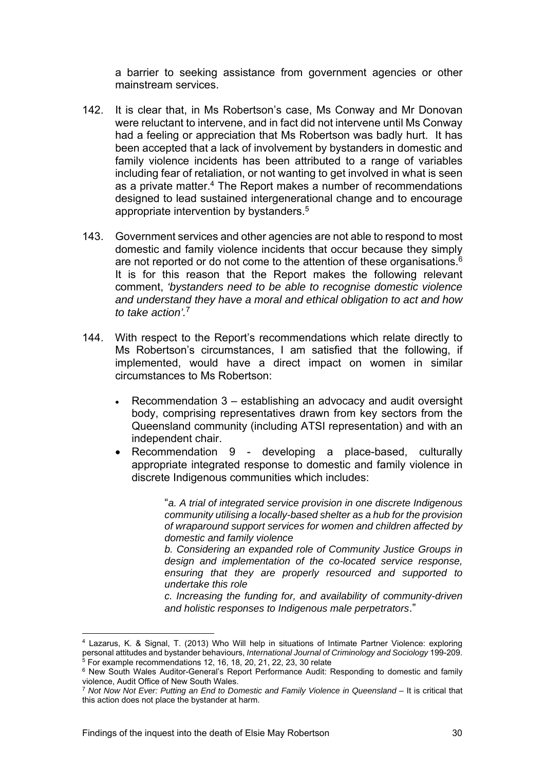a barrier to seeking assistance from government agencies or other mainstream services.

142. It is clear that, in Ms Robertson's case, Ms Conway and Mr Donovan were reluctant to intervene, and in fact did not intervene until Ms Conway had a feeling or appreciation that Ms Robertson was badly hurt. It has been accepted that a lack of involvement by bystanders in domestic and family violence incidents has been attributed to a range of variables including fear of retaliation, or not wanting to get involved in what is seen as a private matter.[4] The Report makes a number of recommendations designed to lead sustained intergenerational change and to encourage appropriate intervention by bystanders.[5]

143. Government services and other agencies are not able to respond to most domestic and family violence incidents that occur because they simply are not reported or do not come to the attention of these organisations.[6] It is for this reason that the Report makes the following relevant comment, *'bystanders need to be able to recognise domestic violence and understand they have a moral and ethical obligation to act and how to take action'*.[7]

144. With respect to the Report's recommendations which relate directly to Ms Robertson's circumstances, I am satisfied that the following, if implemented, would have a direct impact on women in similar circumstances to Ms Robertson:

- Recommendation 3 – establishing an advocacy and audit oversight body, comprising representatives drawn from key sectors from the Queensland community (including ATSI representation) and with an independent chair.
- Recommendation 9 - developing a place-based, culturally appropriate integrated response to domestic and family violence in discrete Indigenous communities which includes:

> "*a. A trial of integrated service provision in one discrete Indigenous community utilising a locally-based shelter as a hub for the provision of wraparound support services for women and children affected by domestic and family violence*
>
> *b. Considering an expanded role of Community Justice Groups in design and implementation of the co-located service response, ensuring that they are properly resourced and supported to undertake this role*
>
> *c. Increasing the funding for, and availability of community-driven and holistic responses to Indigenous male perpetrators*."

---

[4] Lazarus, K. & Signal, T. (2013) Who Will help in situations of Intimate Partner Violence: exploring personal attitudes and bystander behaviours, *International Journal of Criminology and Sociology* 199-209.

[5] For example recommendations 12, 16, 18, 20, 21, 22, 23, 30 relate

[6] New South Wales Auditor-General's Report Performance Audit: Responding to domestic and family violence, Audit Office of New South Wales.

[7] *Not Now Not Ever: Putting an End to Domestic and Family Violence in Queensland* – It is critical that this action does not place the bystander at harm.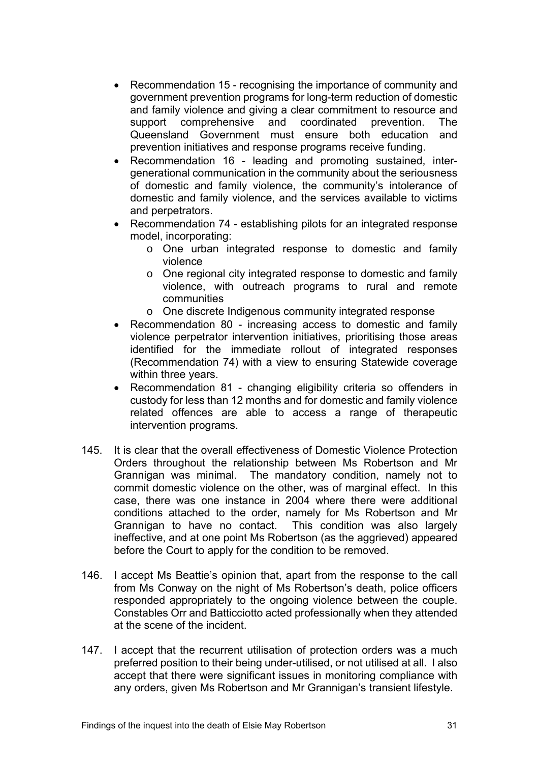- Recommendation 15 - recognising the importance of community and government prevention programs for long-term reduction of domestic and family violence and giving a clear commitment to resource and support comprehensive and coordinated prevention. The Queensland Government must ensure both education and prevention initiatives and response programs receive funding.
- Recommendation 16 - leading and promoting sustained, inter-generational communication in the community about the seriousness of domestic and family violence, the community's intolerance of domestic and family violence, and the services available to victims and perpetrators.
- Recommendation 74 - establishing pilots for an integrated response model, incorporating:
    - One urban integrated response to domestic and family violence
    - One regional city integrated response to domestic and family violence, with outreach programs to rural and remote communities
    - One discrete Indigenous community integrated response
- Recommendation 80 - increasing access to domestic and family violence perpetrator intervention initiatives, prioritising those areas identified for the immediate rollout of integrated responses (Recommendation 74) with a view to ensuring Statewide coverage within three years.
- Recommendation 81 - changing eligibility criteria so offenders in custody for less than 12 months and for domestic and family violence related offences are able to access a range of therapeutic intervention programs.

145. It is clear that the overall effectiveness of Domestic Violence Protection Orders throughout the relationship between Ms Robertson and Mr Grannigan was minimal. The mandatory condition, namely not to commit domestic violence on the other, was of marginal effect. In this case, there was one instance in 2004 where there were additional conditions attached to the order, namely for Ms Robertson and Mr Grannigan to have no contact. This condition was also largely ineffective, and at one point Ms Robertson (as the aggrieved) appeared before the Court to apply for the condition to be removed.

146. I accept Ms Beattie's opinion that, apart from the response to the call from Ms Conway on the night of Ms Robertson's death, police officers responded appropriately to the ongoing violence between the couple. Constables Orr and Batticciotto acted professionally when they attended at the scene of the incident.

147. I accept that the recurrent utilisation of protection orders was a much preferred position to their being under-utilised, or not utilised at all. I also accept that there were significant issues in monitoring compliance with any orders, given Ms Robertson and Mr Grannigan's transient lifestyle.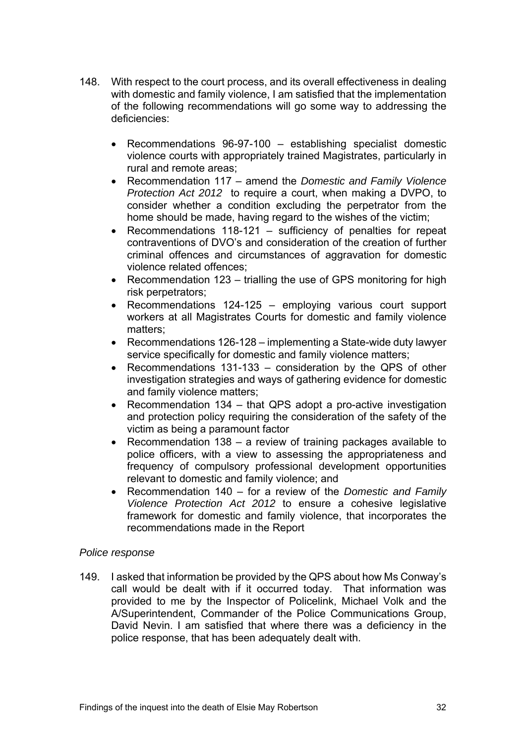148. With respect to the court process, and its overall effectiveness in dealing with domestic and family violence, I am satisfied that the implementation of the following recommendations will go some way to addressing the deficiencies:

- Recommendations 96-97-100 – establishing specialist domestic violence courts with appropriately trained Magistrates, particularly in rural and remote areas;
- Recommendation 117 – amend the *Domestic and Family Violence Protection Act 2012* to require a court, when making a DVPO, to consider whether a condition excluding the perpetrator from the home should be made, having regard to the wishes of the victim;
- Recommendations 118-121 – sufficiency of penalties for repeat contraventions of DVO's and consideration of the creation of further criminal offences and circumstances of aggravation for domestic violence related offences;
- Recommendation 123 – trialling the use of GPS monitoring for high risk perpetrators;
- Recommendations 124-125 – employing various court support workers at all Magistrates Courts for domestic and family violence matters;
- Recommendations 126-128 – implementing a State-wide duty lawyer service specifically for domestic and family violence matters;
- Recommendations 131-133 – consideration by the QPS of other investigation strategies and ways of gathering evidence for domestic and family violence matters;
- Recommendation 134 – that QPS adopt a pro-active investigation and protection policy requiring the consideration of the safety of the victim as being a paramount factor
- Recommendation 138 – a review of training packages available to police officers, with a view to assessing the appropriateness and frequency of compulsory professional development opportunities relevant to domestic and family violence; and
- Recommendation 140 – for a review of the *Domestic and Family Violence Protection Act 2012* to ensure a cohesive legislative framework for domestic and family violence, that incorporates the recommendations made in the Report

*Police response*

149. I asked that information be provided by the QPS about how Ms Conway's call would be dealt with if it occurred today. That information was provided to me by the Inspector of Policelink, Michael Volk and the A/Superintendent, Commander of the Police Communications Group, David Nevin. I am satisfied that where there was a deficiency in the police response, that has been adequately dealt with.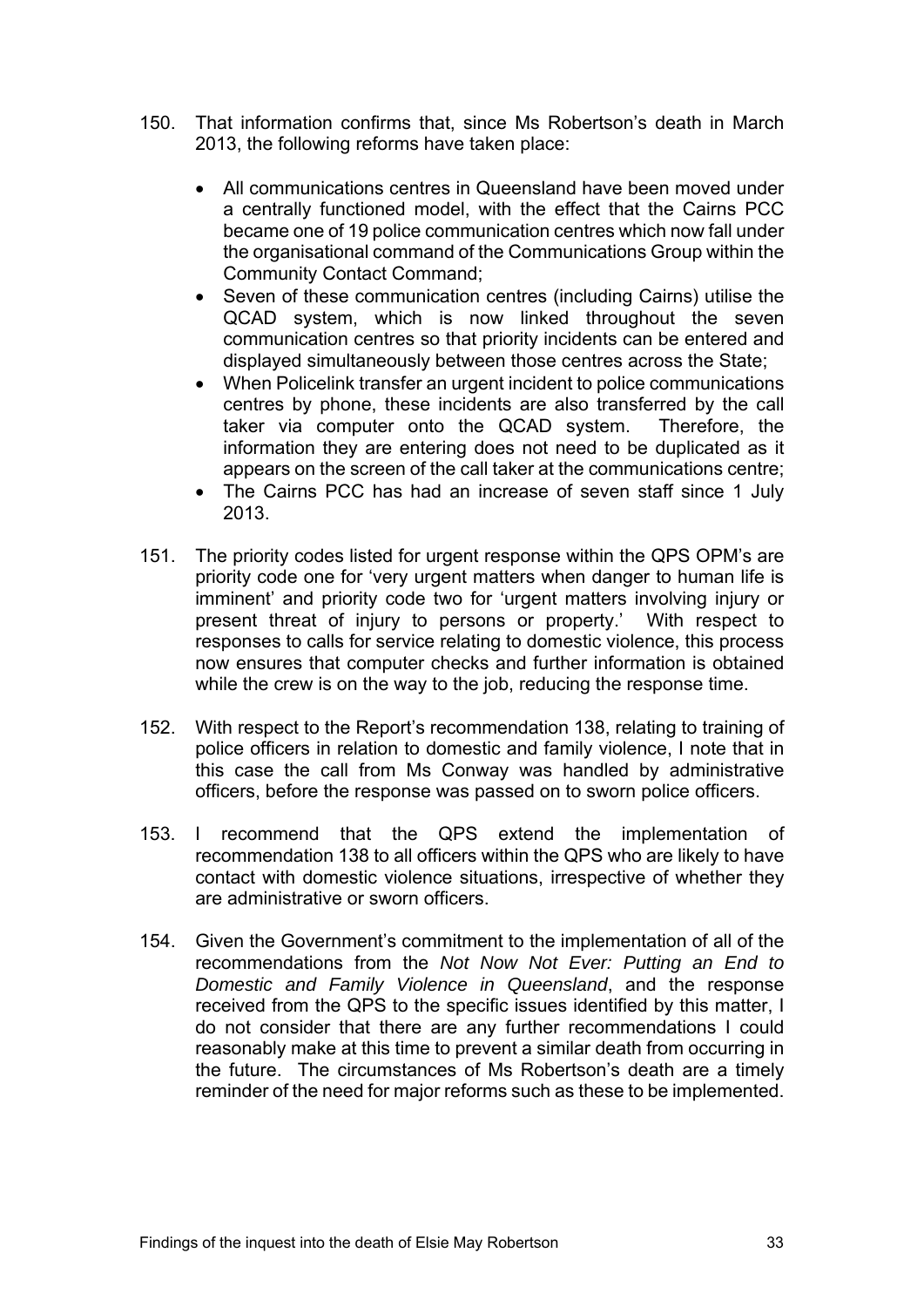150. That information confirms that, since Ms Robertson's death in March 2013, the following reforms have taken place:

    - All communications centres in Queensland have been moved under a centrally functioned model, with the effect that the Cairns PCC became one of 19 police communication centres which now fall under the organisational command of the Communications Group within the Community Contact Command;
    - Seven of these communication centres (including Cairns) utilise the QCAD system, which is now linked throughout the seven communication centres so that priority incidents can be entered and displayed simultaneously between those centres across the State;
    - When Policelink transfer an urgent incident to police communications centres by phone, these incidents are also transferred by the call taker via computer onto the QCAD system. Therefore, the information they are entering does not need to be duplicated as it appears on the screen of the call taker at the communications centre;
    - The Cairns PCC has had an increase of seven staff since 1 July 2013.

151. The priority codes listed for urgent response within the QPS OPM's are priority code one for 'very urgent matters when danger to human life is imminent' and priority code two for 'urgent matters involving injury or present threat of injury to persons or property.' With respect to responses to calls for service relating to domestic violence, this process now ensures that computer checks and further information is obtained while the crew is on the way to the job, reducing the response time.

152. With respect to the Report's recommendation 138, relating to training of police officers in relation to domestic and family violence, I note that in this case the call from Ms Conway was handled by administrative officers, before the response was passed on to sworn police officers.

153. I recommend that the QPS extend the implementation of recommendation 138 to all officers within the QPS who are likely to have contact with domestic violence situations, irrespective of whether they are administrative or sworn officers.

154. Given the Government's commitment to the implementation of all of the recommendations from the *Not Now Not Ever: Putting an End to Domestic and Family Violence in Queensland*, and the response received from the QPS to the specific issues identified by this matter, I do not consider that there are any further recommendations I could reasonably make at this time to prevent a similar death from occurring in the future. The circumstances of Ms Robertson's death are a timely reminder of the need for major reforms such as these to be implemented.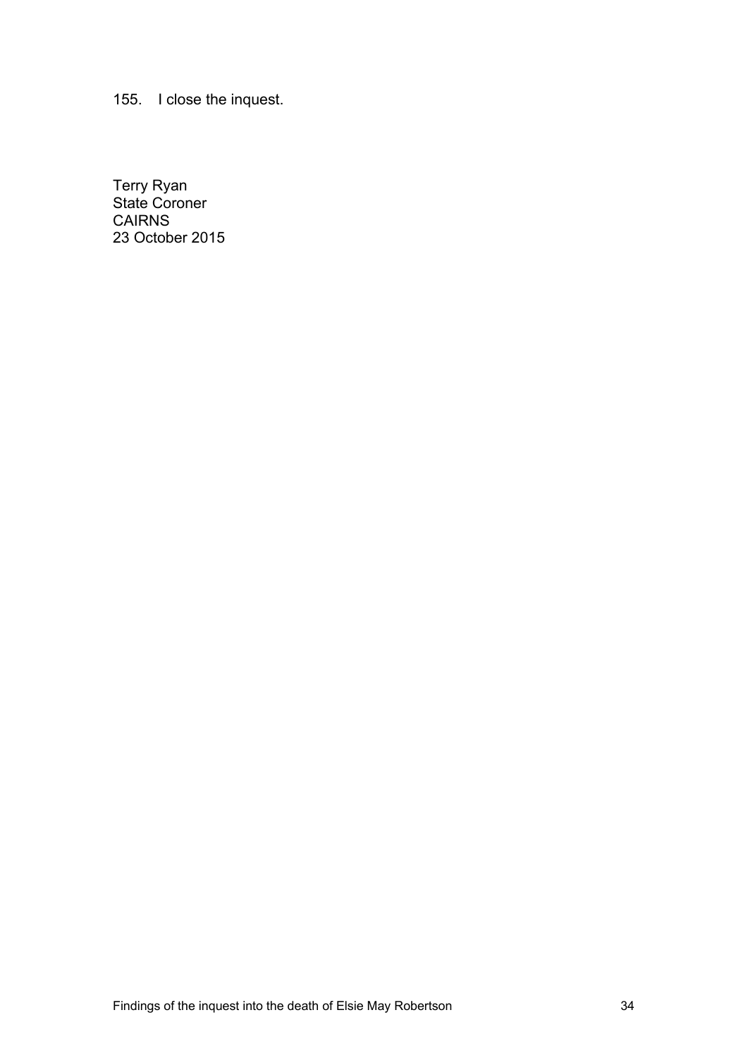155. I close the inquest.

Terry Ryan
State Coroner
CAIRNS
23 October 2015